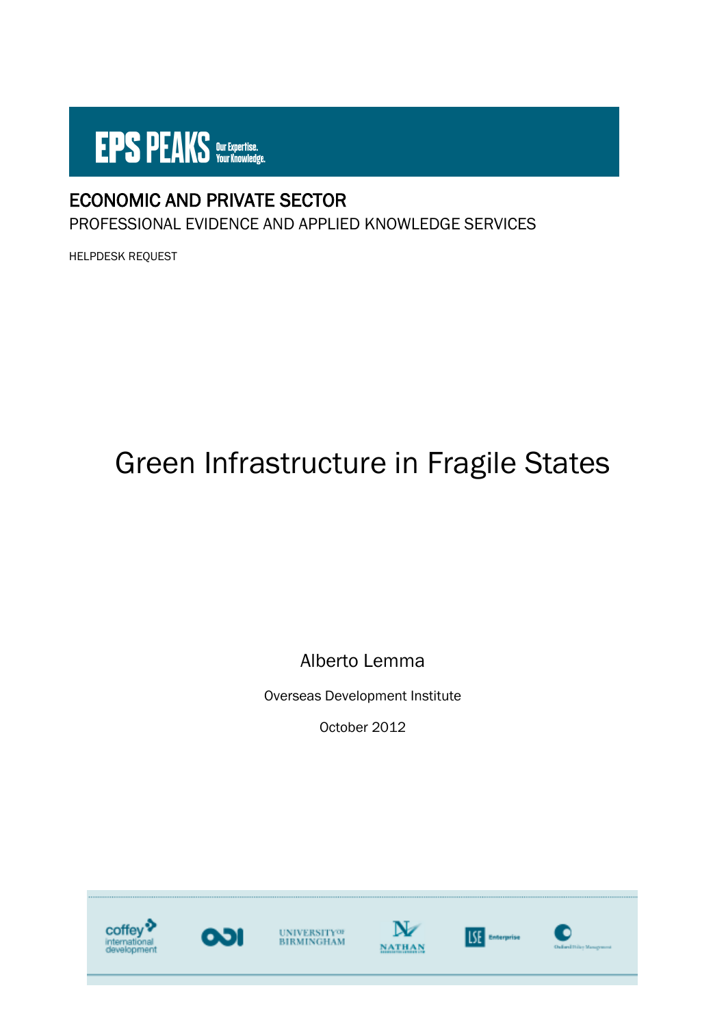EPS PEAKS Our Expertise. Your Knowledge.

ECONOMIC AND PRIVATE SECTOR

PROFESSIONAL EVIDENCE AND APPLIED KNOWLEDGE SERVICES

HELPDESK REQUEST

# Green Infrastructure in Fragile States

Alberto Lemma

Overseas Development Institute

October 2012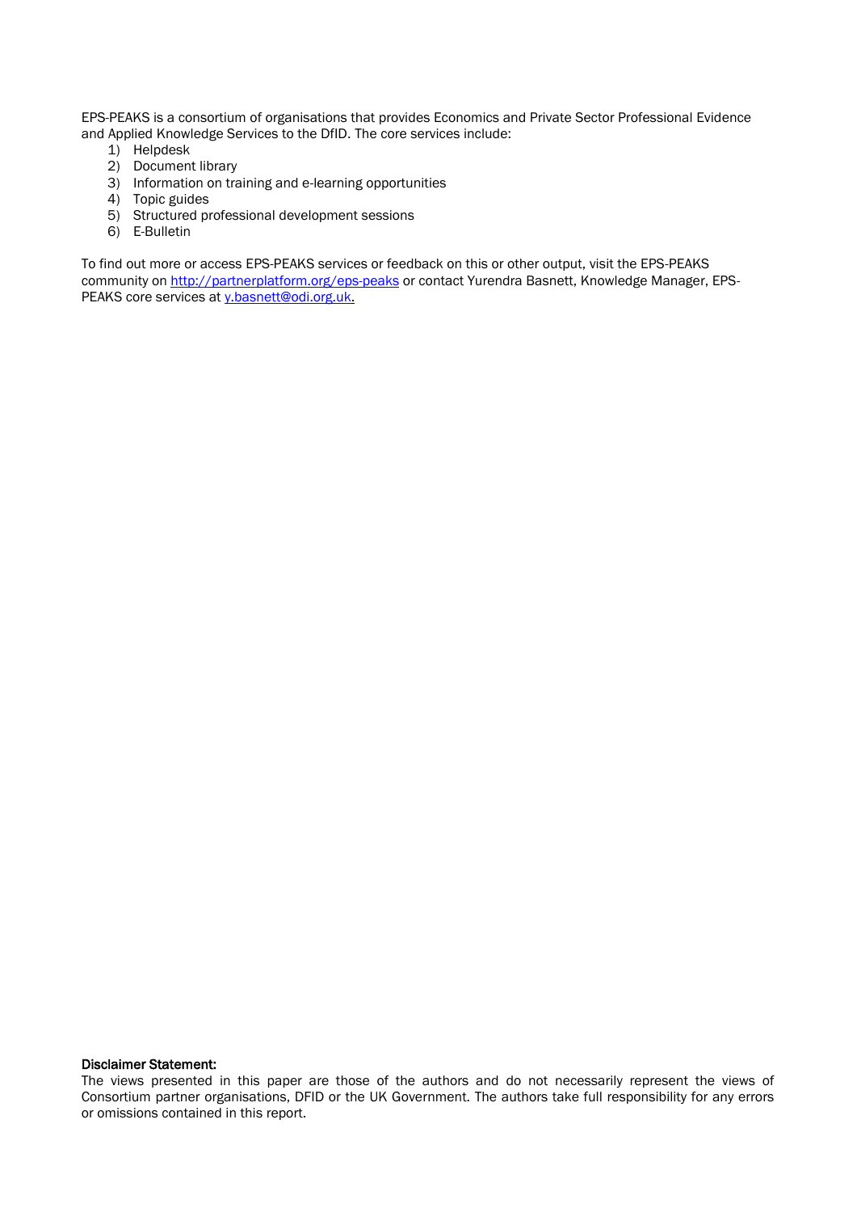EPS-PEAKS is a consortium of organisations that provides Economics and Private Sector Professional Evidence and Applied Knowledge Services to the DfID. The core services include:

1) Helpdesk
2) Document library
3) Information on training and e-learning opportunities
4) Topic guides
5) Structured professional development sessions
6) E-Bulletin

To find out more or access EPS-PEAKS services or feedback on this or other output, visit the EPS-PEAKS community on http://partnerplatform.org/eps-peaks or contact Yurendra Basnett, Knowledge Manager, EPS-PEAKS core services at y.basnett@odi.org.uk.

**Disclaimer Statement:**

The views presented in this paper are those of the authors and do not necessarily represent the views of Consortium partner organisations, DFID or the UK Government. The authors take full responsibility for any errors or omissions contained in this report.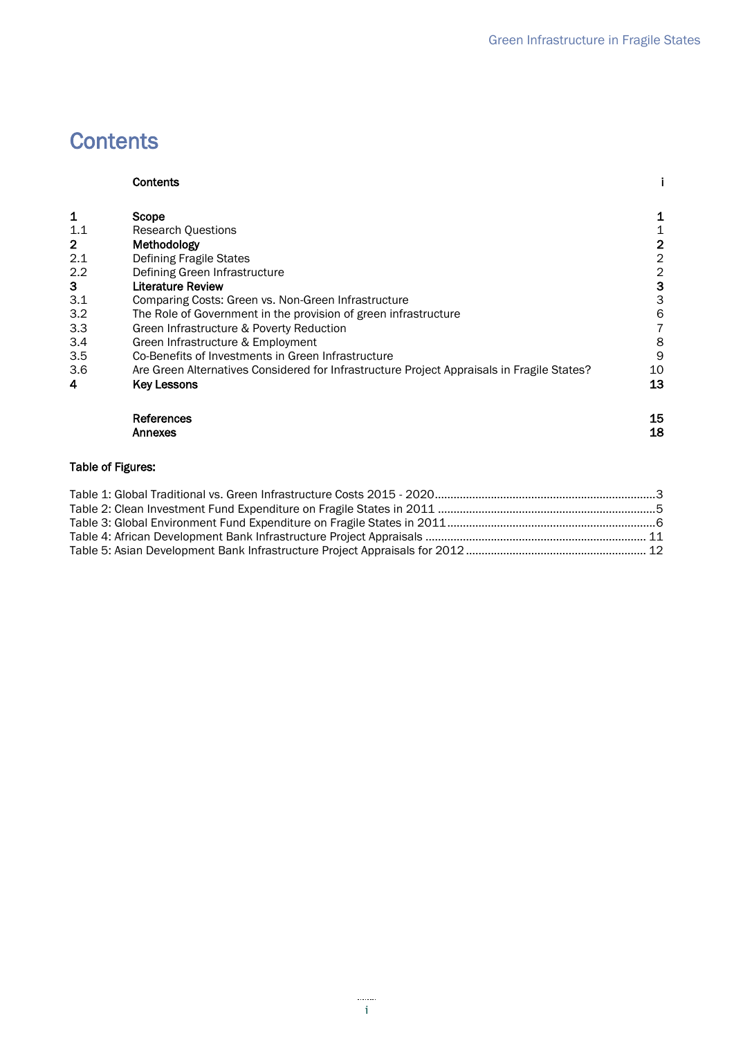# Contents

| | | |
|---|---|---|
| | **Contents** | **i** |
| **1** | **Scope** | **1** |
| 1.1 | Research Questions | 1 |
| **2** | **Methodology** | **2** |
| 2.1 | Defining Fragile States | 2 |
| 2.2 | Defining Green Infrastructure | 2 |
| **3** | **Literature Review** | **3** |
| 3.1 | Comparing Costs: Green vs. Non-Green Infrastructure | 3 |
| 3.2 | The Role of Government in the provision of green infrastructure | 6 |
| 3.3 | Green Infrastructure & Poverty Reduction | 7 |
| 3.4 | Green Infrastructure & Employment | 8 |
| 3.5 | Co-Benefits of Investments in Green Infrastructure | 9 |
| 3.6 | Are Green Alternatives Considered for Infrastructure Project Appraisals in Fragile States? | 10 |
| **4** | **Key Lessons** | **13** |
| | **References** | **15** |
| | **Annexes** | **18** |

**Table of Figures:**

Table 1: Global Traditional vs. Green Infrastructure Costs 2015 - 2020 ........ 3
Table 2: Clean Investment Fund Expenditure on Fragile States in 2011 ........ 5
Table 3: Global Environment Fund Expenditure on Fragile States in 2011 ........ 6
Table 4: African Development Bank Infrastructure Project Appraisals ........ 11
Table 5: Asian Development Bank Infrastructure Project Appraisals for 2012 ........ 12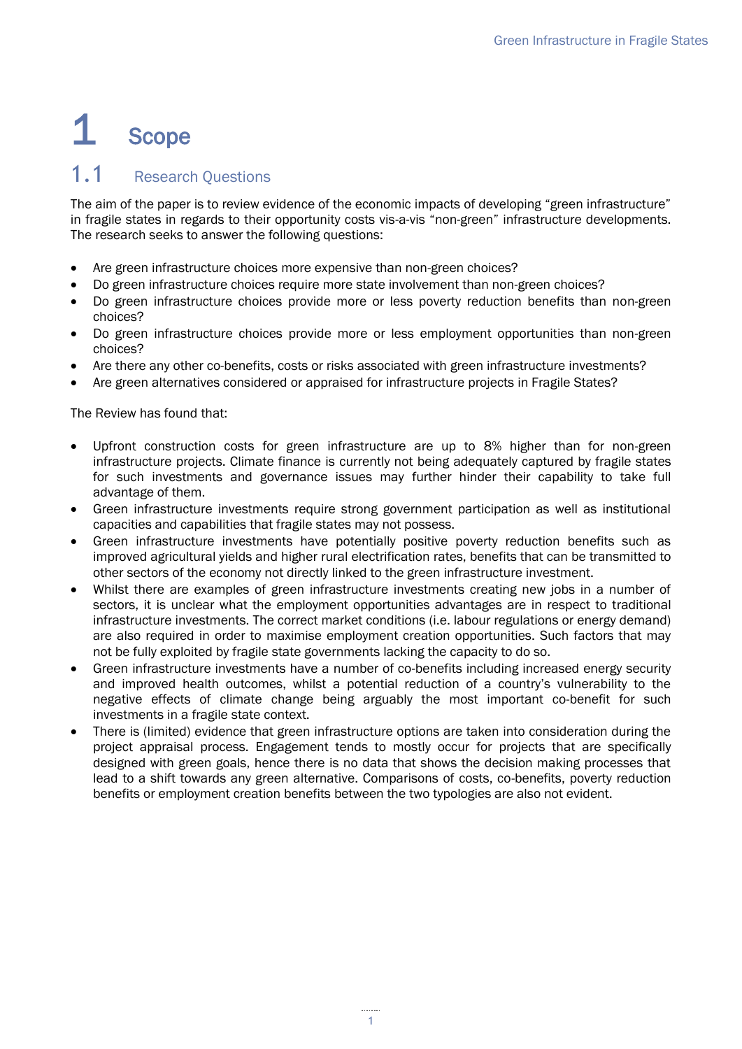# 1 Scope

## 1.1 Research Questions

The aim of the paper is to review evidence of the economic impacts of developing "green infrastructure" in fragile states in regards to their opportunity costs vis-a-vis "non-green" infrastructure developments. The research seeks to answer the following questions:

- Are green infrastructure choices more expensive than non-green choices?
- Do green infrastructure choices require more state involvement than non-green choices?
- Do green infrastructure choices provide more or less poverty reduction benefits than non-green choices?
- Do green infrastructure choices provide more or less employment opportunities than non-green choices?
- Are there any other co-benefits, costs or risks associated with green infrastructure investments?
- Are green alternatives considered or appraised for infrastructure projects in Fragile States?

The Review has found that:

- Upfront construction costs for green infrastructure are up to 8% higher than for non-green infrastructure projects. Climate finance is currently not being adequately captured by fragile states for such investments and governance issues may further hinder their capability to take full advantage of them.
- Green infrastructure investments require strong government participation as well as institutional capacities and capabilities that fragile states may not possess.
- Green infrastructure investments have potentially positive poverty reduction benefits such as improved agricultural yields and higher rural electrification rates, benefits that can be transmitted to other sectors of the economy not directly linked to the green infrastructure investment.
- Whilst there are examples of green infrastructure investments creating new jobs in a number of sectors, it is unclear what the employment opportunities advantages are in respect to traditional infrastructure investments. The correct market conditions (i.e. labour regulations or energy demand) are also required in order to maximise employment creation opportunities. Such factors that may not be fully exploited by fragile state governments lacking the capacity to do so.
- Green infrastructure investments have a number of co-benefits including increased energy security and improved health outcomes, whilst a potential reduction of a country's vulnerability to the negative effects of climate change being arguably the most important co-benefit for such investments in a fragile state context.
- There is (limited) evidence that green infrastructure options are taken into consideration during the project appraisal process. Engagement tends to mostly occur for projects that are specifically designed with green goals, hence there is no data that shows the decision making processes that lead to a shift towards any green alternative. Comparisons of costs, co-benefits, poverty reduction benefits or employment creation benefits between the two typologies are also not evident.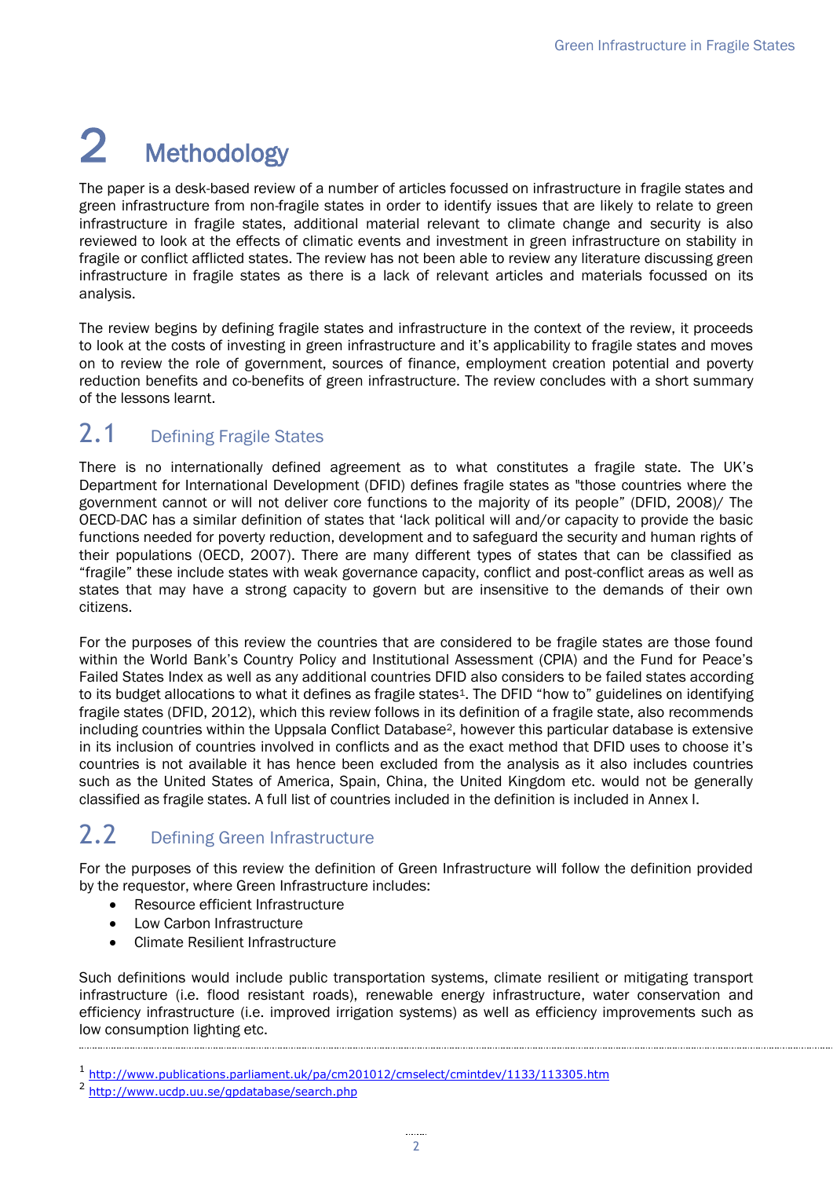# 2 Methodology

The paper is a desk-based review of a number of articles focussed on infrastructure in fragile states and green infrastructure from non-fragile states in order to identify issues that are likely to relate to green infrastructure in fragile states, additional material relevant to climate change and security is also reviewed to look at the effects of climatic events and investment in green infrastructure on stability in fragile or conflict afflicted states. The review has not been able to review any literature discussing green infrastructure in fragile states as there is a lack of relevant articles and materials focussed on its analysis.

The review begins by defining fragile states and infrastructure in the context of the review, it proceeds to look at the costs of investing in green infrastructure and it's applicability to fragile states and moves on to review the role of government, sources of finance, employment creation potential and poverty reduction benefits and co-benefits of green infrastructure. The review concludes with a short summary of the lessons learnt.

## 2.1 Defining Fragile States

There is no internationally defined agreement as to what constitutes a fragile state. The UK's Department for International Development (DFID) defines fragile states as "those countries where the government cannot or will not deliver core functions to the majority of its people" (DFID, 2008)/ The OECD-DAC has a similar definition of states that 'lack political will and/or capacity to provide the basic functions needed for poverty reduction, development and to safeguard the security and human rights of their populations (OECD, 2007). There are many different types of states that can be classified as "fragile" these include states with weak governance capacity, conflict and post-conflict areas as well as states that may have a strong capacity to govern but are insensitive to the demands of their own citizens.

For the purposes of this review the countries that are considered to be fragile states are those found within the World Bank's Country Policy and Institutional Assessment (CPIA) and the Fund for Peace's Failed States Index as well as any additional countries DFID also considers to be failed states according to its budget allocations to what it defines as fragile states[1]. The DFID "how to" guidelines on identifying fragile states (DFID, 2012), which this review follows in its definition of a fragile state, also recommends including countries within the Uppsala Conflict Database[2], however this particular database is extensive in its inclusion of countries involved in conflicts and as the exact method that DFID uses to choose it's countries is not available it has hence been excluded from the analysis as it also includes countries such as the United States of America, Spain, China, the United Kingdom etc. would not be generally classified as fragile states. A full list of countries included in the definition is included in Annex I.

## 2.2 Defining Green Infrastructure

For the purposes of this review the definition of Green Infrastructure will follow the definition provided by the requestor, where Green Infrastructure includes:

- Resource efficient Infrastructure
- Low Carbon Infrastructure
- Climate Resilient Infrastructure

Such definitions would include public transportation systems, climate resilient or mitigating transport infrastructure (i.e. flood resistant roads), renewable energy infrastructure, water conservation and efficiency infrastructure (i.e. improved irrigation systems) as well as efficiency improvements such as low consumption lighting etc.

[1] http://www.publications.parliament.uk/pa/cm201012/cmselect/cmintdev/1133/113305.htm

[2] http://www.ucdp.uu.se/gpdatabase/search.php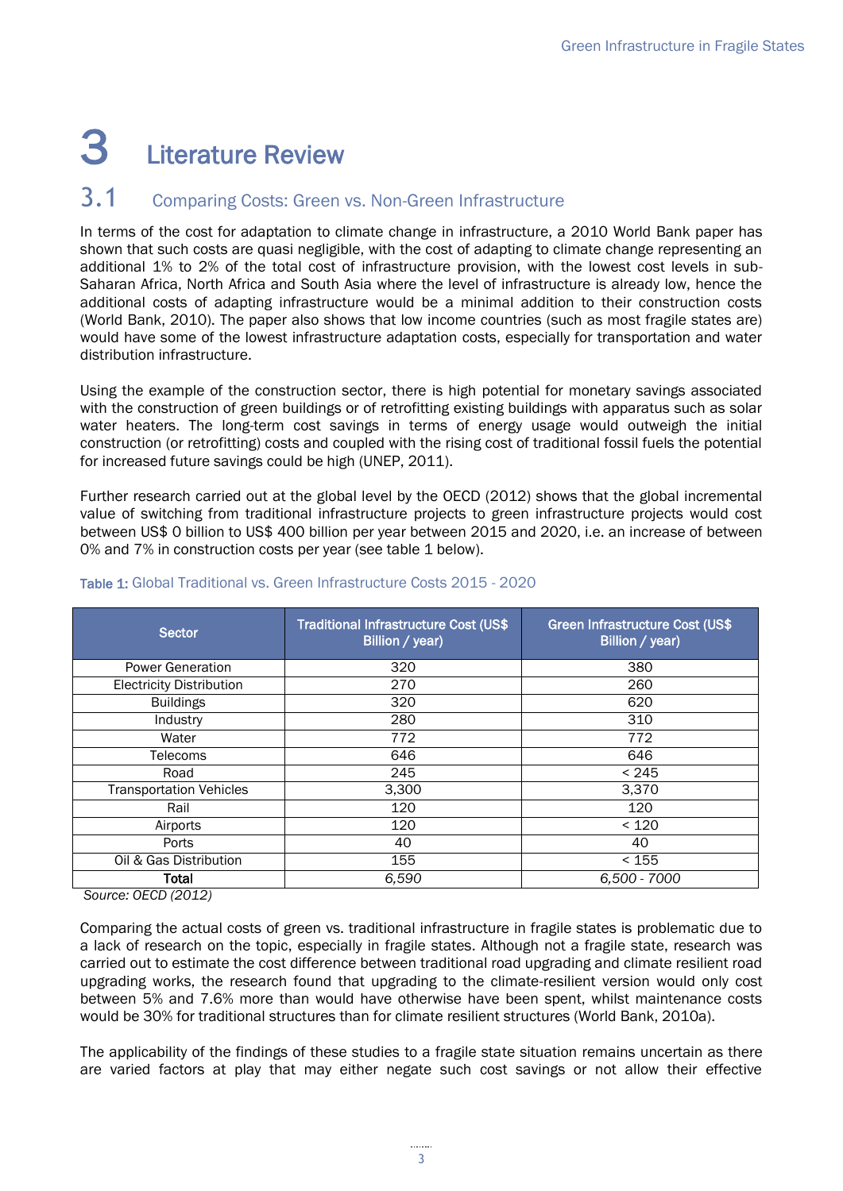# 3 Literature Review

## 3.1 Comparing Costs: Green vs. Non-Green Infrastructure

In terms of the cost for adaptation to climate change in infrastructure, a 2010 World Bank paper has shown that such costs are quasi negligible, with the cost of adapting to climate change representing an additional 1% to 2% of the total cost of infrastructure provision, with the lowest cost levels in sub-Saharan Africa, North Africa and South Asia where the level of infrastructure is already low, hence the additional costs of adapting infrastructure would be a minimal addition to their construction costs (World Bank, 2010). The paper also shows that low income countries (such as most fragile states are) would have some of the lowest infrastructure adaptation costs, especially for transportation and water distribution infrastructure.

Using the example of the construction sector, there is high potential for monetary savings associated with the construction of green buildings or of retrofitting existing buildings with apparatus such as solar water heaters. The long-term cost savings in terms of energy usage would outweigh the initial construction (or retrofitting) costs and coupled with the rising cost of traditional fossil fuels the potential for increased future savings could be high (UNEP, 2011).

Further research carried out at the global level by the OECD (2012) shows that the global incremental value of switching from traditional infrastructure projects to green infrastructure projects would cost between US$ 0 billion to US$ 400 billion per year between 2015 and 2020, i.e. an increase of between 0% and 7% in construction costs per year (see table 1 below).

**Table 1:** Global Traditional vs. Green Infrastructure Costs 2015 - 2020

| Sector | Traditional Infrastructure Cost (US$ Billion / year) | Green Infrastructure Cost (US$ Billion / year) |
|---|---|---|
| Power Generation | 320 | 380 |
| Electricity Distribution | 270 | 260 |
| Buildings | 320 | 620 |
| Industry | 280 | 310 |
| Water | 772 | 772 |
| Telecoms | 646 | 646 |
| Road | 245 | < 245 |
| Transportation Vehicles | 3,300 | 3,370 |
| Rail | 120 | 120 |
| Airports | 120 | < 120 |
| Ports | 40 | 40 |
| Oil & Gas Distribution | 155 | < 155 |
| **Total** | *6,590* | *6,500 - 7000* |

*Source: OECD (2012)*

Comparing the actual costs of green vs. traditional infrastructure in fragile states is problematic due to a lack of research on the topic, especially in fragile states. Although not a fragile state, research was carried out to estimate the cost difference between traditional road upgrading and climate resilient road upgrading works, the research found that upgrading to the climate-resilient version would only cost between 5% and 7.6% more than would have otherwise have been spent, whilst maintenance costs would be 30% for traditional structures than for climate resilient structures (World Bank, 2010a).

The applicability of the findings of these studies to a fragile state situation remains uncertain as there are varied factors at play that may either negate such cost savings or not allow their effective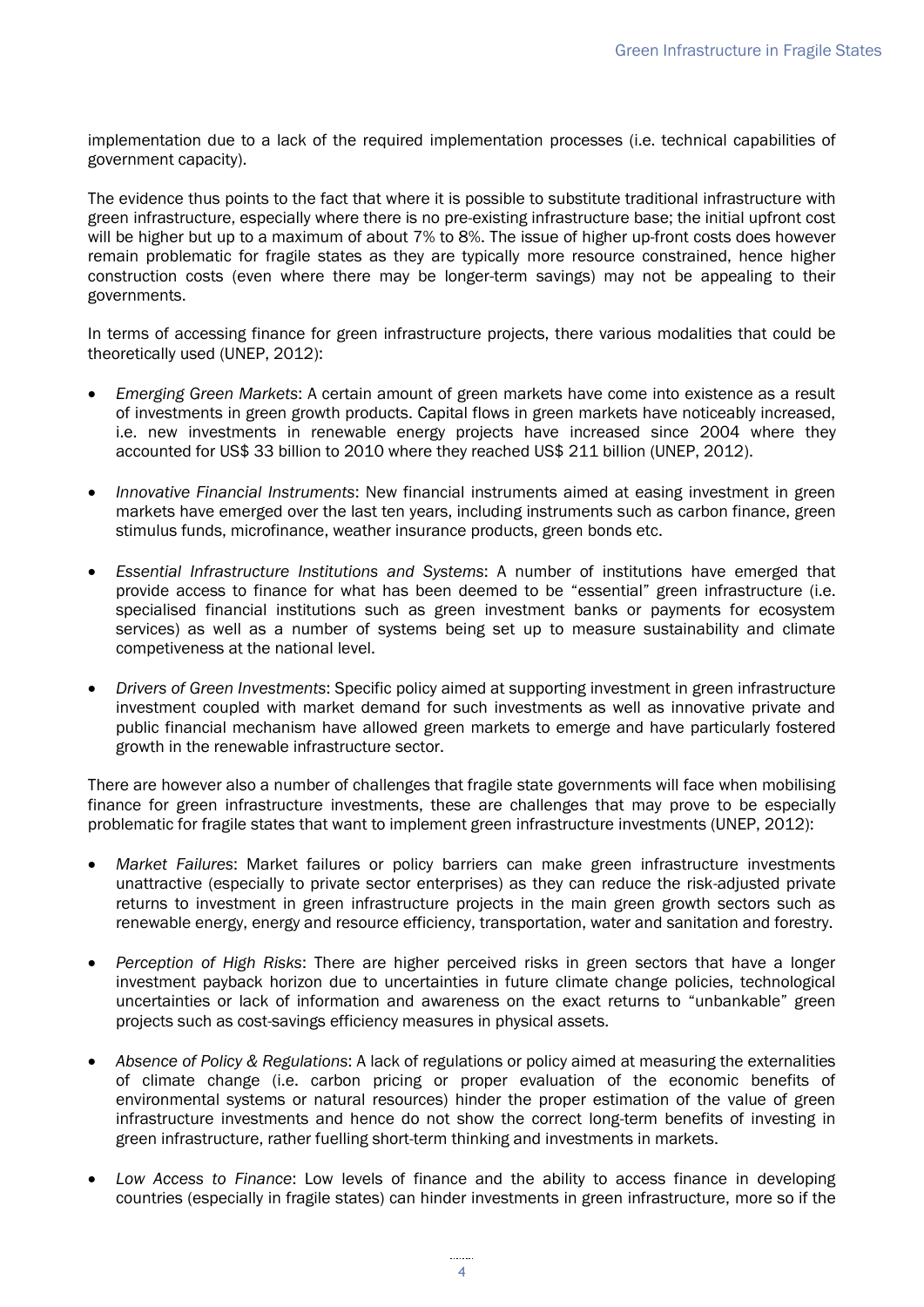implementation due to a lack of the required implementation processes (i.e. technical capabilities of government capacity).

The evidence thus points to the fact that where it is possible to substitute traditional infrastructure with green infrastructure, especially where there is no pre-existing infrastructure base; the initial upfront cost will be higher but up to a maximum of about 7% to 8%. The issue of higher up-front costs does however remain problematic for fragile states as they are typically more resource constrained, hence higher construction costs (even where there may be longer-term savings) may not be appealing to their governments.

In terms of accessing finance for green infrastructure projects, there various modalities that could be theoretically used (UNEP, 2012):

- *Emerging Green Markets*: A certain amount of green markets have come into existence as a result of investments in green growth products. Capital flows in green markets have noticeably increased, i.e. new investments in renewable energy projects have increased since 2004 where they accounted for US$ 33 billion to 2010 where they reached US$ 211 billion (UNEP, 2012).

- *Innovative Financial Instruments*: New financial instruments aimed at easing investment in green markets have emerged over the last ten years, including instruments such as carbon finance, green stimulus funds, microfinance, weather insurance products, green bonds etc.

- *Essential Infrastructure Institutions and Systems*: A number of institutions have emerged that provide access to finance for what has been deemed to be "essential" green infrastructure (i.e. specialised financial institutions such as green investment banks or payments for ecosystem services) as well as a number of systems being set up to measure sustainability and climate competiveness at the national level.

- *Drivers of Green Investments*: Specific policy aimed at supporting investment in green infrastructure investment coupled with market demand for such investments as well as innovative private and public financial mechanism have allowed green markets to emerge and have particularly fostered growth in the renewable infrastructure sector.

There are however also a number of challenges that fragile state governments will face when mobilising finance for green infrastructure investments, these are challenges that may prove to be especially problematic for fragile states that want to implement green infrastructure investments (UNEP, 2012):

- *Market Failures*: Market failures or policy barriers can make green infrastructure investments unattractive (especially to private sector enterprises) as they can reduce the risk-adjusted private returns to investment in green infrastructure projects in the main green growth sectors such as renewable energy, energy and resource efficiency, transportation, water and sanitation and forestry.

- *Perception of High Risks*: There are higher perceived risks in green sectors that have a longer investment payback horizon due to uncertainties in future climate change policies, technological uncertainties or lack of information and awareness on the exact returns to "unbankable" green projects such as cost-savings efficiency measures in physical assets.

- *Absence of Policy & Regulations*: A lack of regulations or policy aimed at measuring the externalities of climate change (i.e. carbon pricing or proper evaluation of the economic benefits of environmental systems or natural resources) hinder the proper estimation of the value of green infrastructure investments and hence do not show the correct long-term benefits of investing in green infrastructure, rather fuelling short-term thinking and investments in markets.

- *Low Access to Finance*: Low levels of finance and the ability to access finance in developing countries (especially in fragile states) can hinder investments in green infrastructure, more so if the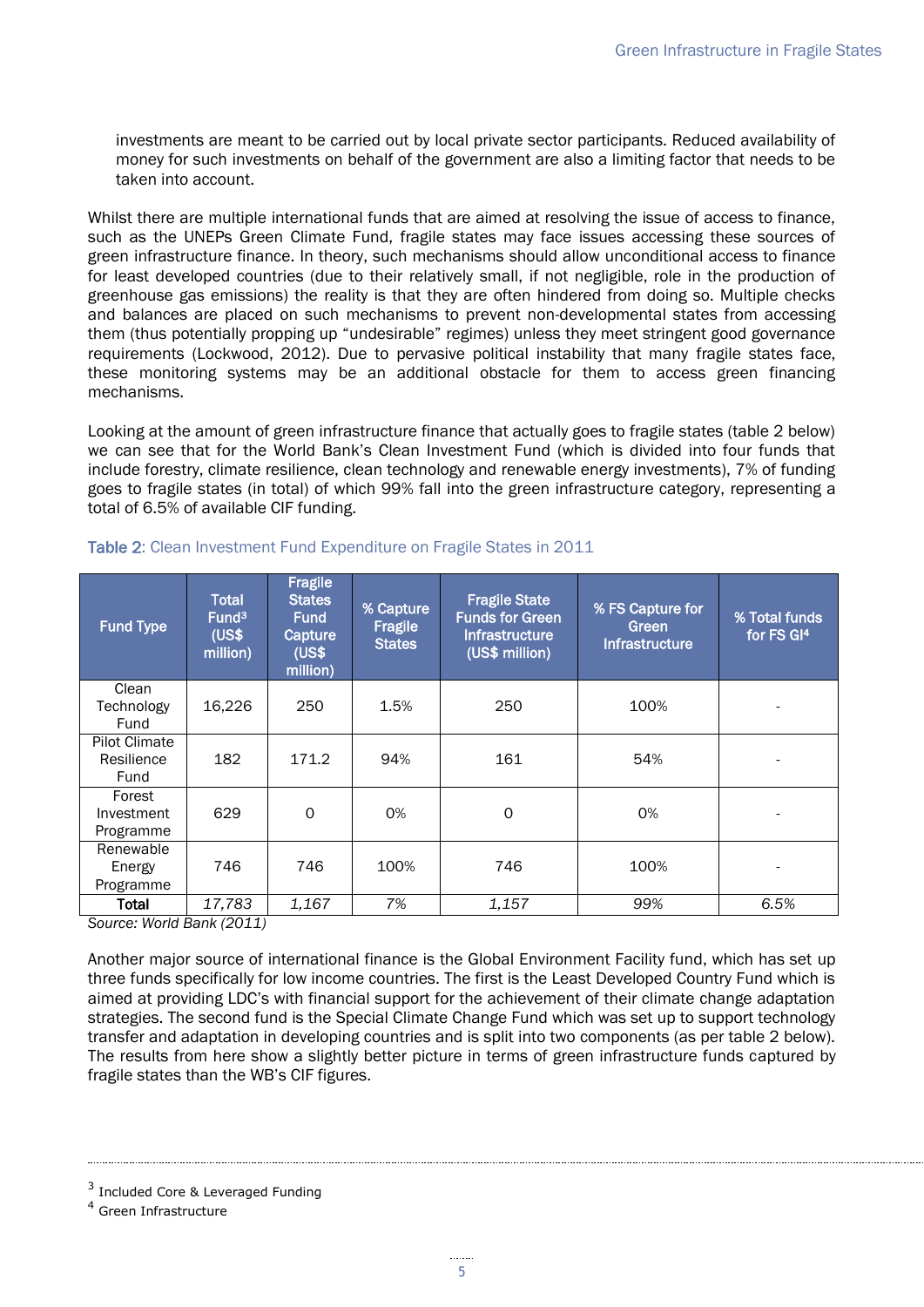investments are meant to be carried out by local private sector participants. Reduced availability of money for such investments on behalf of the government are also a limiting factor that needs to be taken into account.

Whilst there are multiple international funds that are aimed at resolving the issue of access to finance, such as the UNEPs Green Climate Fund, fragile states may face issues accessing these sources of green infrastructure finance. In theory, such mechanisms should allow unconditional access to finance for least developed countries (due to their relatively small, if not negligible, role in the production of greenhouse gas emissions) the reality is that they are often hindered from doing so. Multiple checks and balances are placed on such mechanisms to prevent non-developmental states from accessing them (thus potentially propping up "undesirable" regimes) unless they meet stringent good governance requirements (Lockwood, 2012). Due to pervasive political instability that many fragile states face, these monitoring systems may be an additional obstacle for them to access green financing mechanisms.

Looking at the amount of green infrastructure finance that actually goes to fragile states (table 2 below) we can see that for the World Bank's Clean Investment Fund (which is divided into four funds that include forestry, climate resilience, clean technology and renewable energy investments), 7% of funding goes to fragile states (in total) of which 99% fall into the green infrastructure category, representing a total of 6.5% of available CIF funding.

Table 2: Clean Investment Fund Expenditure on Fragile States in 2011

| Fund Type | Total Fund[3] (US$ million) | Fragile States Fund Capture (US$ million) | % Capture Fragile States | Fragile State Funds for Green Infrastructure (US$ million) | % FS Capture for Green Infrastructure | % Total funds for FS GI[4] |
|---|---|---|---|---|---|---|
| Clean Technology Fund | 16,226 | 250 | 1.5% | 250 | 100% | - |
| Pilot Climate Resilience Fund | 182 | 171.2 | 94% | 161 | 54% | - |
| Forest Investment Programme | 629 | 0 | 0% | 0 | 0% | - |
| Renewable Energy Programme | 746 | 746 | 100% | 746 | 100% | - |
| **Total** | *17,783* | *1,167* | *7%* | *1,157* | *99%* | *6.5%* |

*Source: World Bank (2011)*

Another major source of international finance is the Global Environment Facility fund, which has set up three funds specifically for low income countries. The first is the Least Developed Country Fund which is aimed at providing LDC's with financial support for the achievement of their climate change adaptation strategies. The second fund is the Special Climate Change Fund which was set up to support technology transfer and adaptation in developing countries and is split into two components (as per table 2 below). The results from here show a slightly better picture in terms of green infrastructure funds captured by fragile states than the WB's CIF figures.

---

[3] Included Core & Leveraged Funding

[4] Green Infrastructure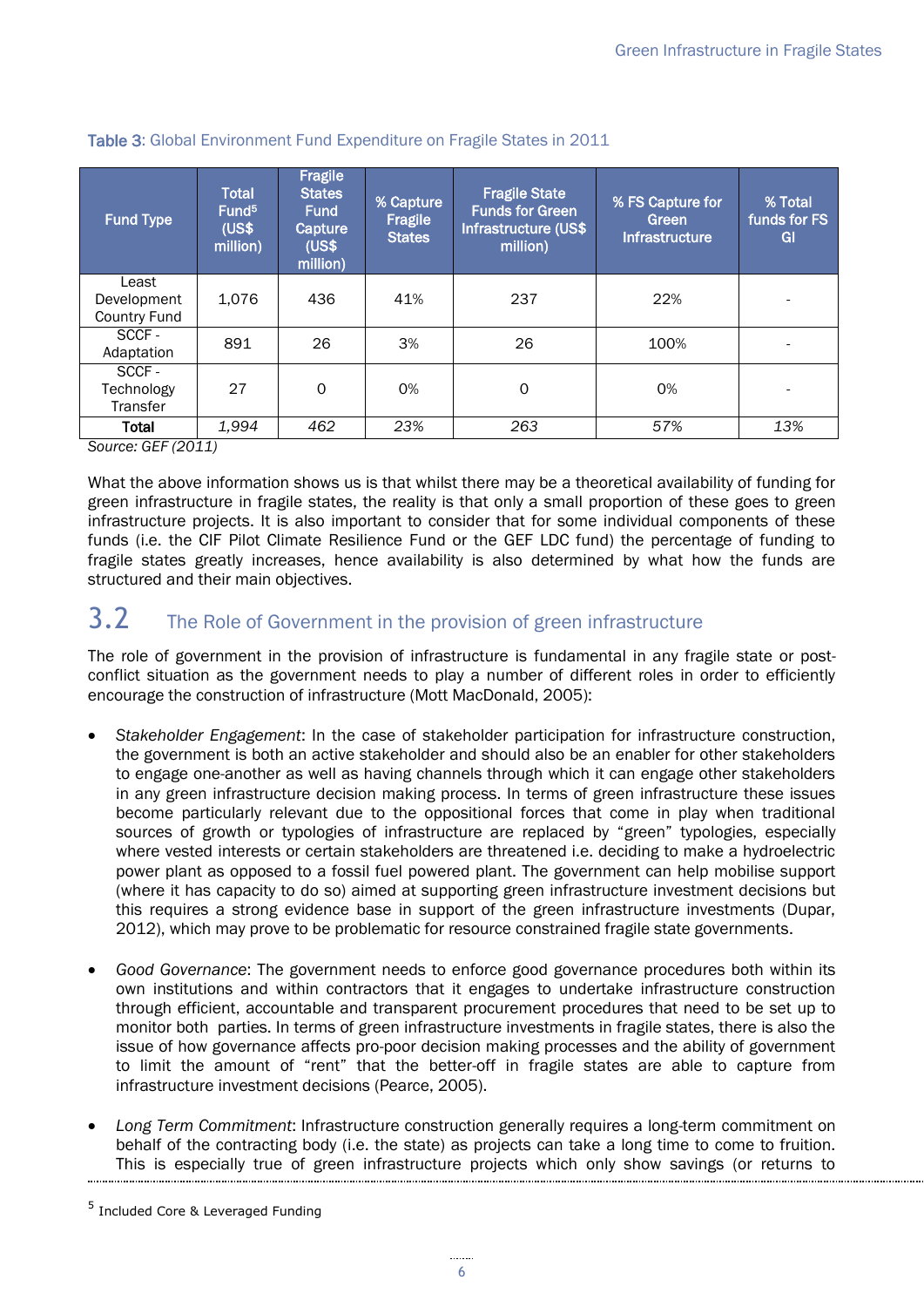Table 3: Global Environment Fund Expenditure on Fragile States in 2011

| Fund Type | Total Fund[5] (US$ million) | Fragile States Fund Capture (US$ million) | % Capture Fragile States | Fragile State Funds for Green Infrastructure (US$ million) | % FS Capture for Green Infrastructure | % Total funds for FS GI |
|---|---|---|---|---|---|---|
| Least Development Country Fund | 1,076 | 436 | 41% | 237 | 22% | - |
| SCCF - Adaptation | 891 | 26 | 3% | 26 | 100% | - |
| SCCF - Technology Transfer | 27 | 0 | 0% | 0 | 0% | - |
| **Total** | *1,994* | *462* | *23%* | *263* | *57%* | *13%* |

*Source: GEF (2011)*

What the above information shows us is that whilst there may be a theoretical availability of funding for green infrastructure in fragile states, the reality is that only a small proportion of these goes to green infrastructure projects. It is also important to consider that for some individual components of these funds (i.e. the CIF Pilot Climate Resilience Fund or the GEF LDC fund) the percentage of funding to fragile states greatly increases, hence availability is also determined by what how the funds are structured and their main objectives.

## 3.2 The Role of Government in the provision of green infrastructure

The role of government in the provision of infrastructure is fundamental in any fragile state or post-conflict situation as the government needs to play a number of different roles in order to efficiently encourage the construction of infrastructure (Mott MacDonald, 2005):

- *Stakeholder Engagement*: In the case of stakeholder participation for infrastructure construction, the government is both an active stakeholder and should also be an enabler for other stakeholders to engage one-another as well as having channels through which it can engage other stakeholders in any green infrastructure decision making process. In terms of green infrastructure these issues become particularly relevant due to the oppositional forces that come in play when traditional sources of growth or typologies of infrastructure are replaced by "green" typologies, especially where vested interests or certain stakeholders are threatened i.e. deciding to make a hydroelectric power plant as opposed to a fossil fuel powered plant. The government can help mobilise support (where it has capacity to do so) aimed at supporting green infrastructure investment decisions but this requires a strong evidence base in support of the green infrastructure investments (Dupar, 2012), which may prove to be problematic for resource constrained fragile state governments.

- *Good Governance*: The government needs to enforce good governance procedures both within its own institutions and within contractors that it engages to undertake infrastructure construction through efficient, accountable and transparent procurement procedures that need to be set up to monitor both parties. In terms of green infrastructure investments in fragile states, there is also the issue of how governance affects pro-poor decision making processes and the ability of government to limit the amount of "rent" that the better-off in fragile states are able to capture from infrastructure investment decisions (Pearce, 2005).

- *Long Term Commitment*: Infrastructure construction generally requires a long-term commitment on behalf of the contracting body (i.e. the state) as projects can take a long time to come to fruition. This is especially true of green infrastructure projects which only show savings (or returns to

[5] Included Core & Leveraged Funding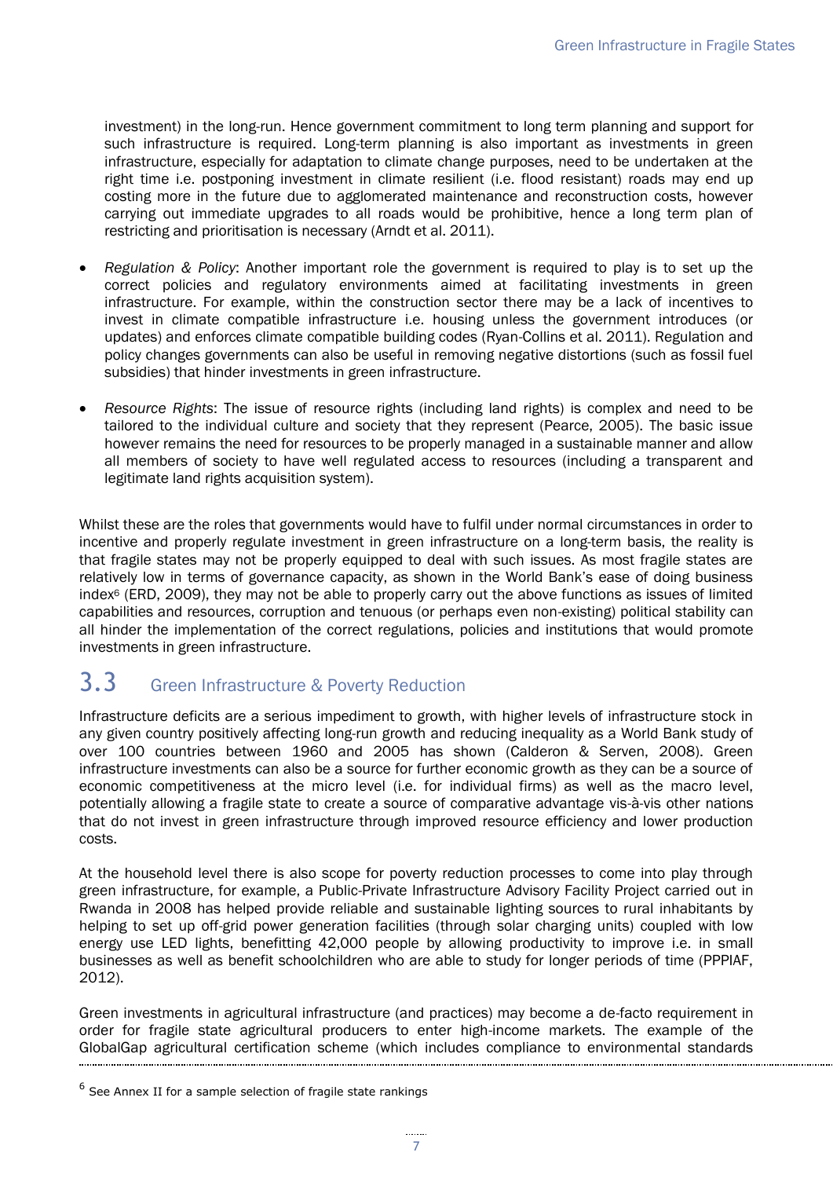investment) in the long-run. Hence government commitment to long term planning and support for such infrastructure is required. Long-term planning is also important as investments in green infrastructure, especially for adaptation to climate change purposes, need to be undertaken at the right time i.e. postponing investment in climate resilient (i.e. flood resistant) roads may end up costing more in the future due to agglomerated maintenance and reconstruction costs, however carrying out immediate upgrades to all roads would be prohibitive, hence a long term plan of restricting and prioritisation is necessary (Arndt et al. 2011).

- *Regulation & Policy*: Another important role the government is required to play is to set up the correct policies and regulatory environments aimed at facilitating investments in green infrastructure. For example, within the construction sector there may be a lack of incentives to invest in climate compatible infrastructure i.e. housing unless the government introduces (or updates) and enforces climate compatible building codes (Ryan-Collins et al. 2011). Regulation and policy changes governments can also be useful in removing negative distortions (such as fossil fuel subsidies) that hinder investments in green infrastructure.
- *Resource Rights*: The issue of resource rights (including land rights) is complex and need to be tailored to the individual culture and society that they represent (Pearce, 2005). The basic issue however remains the need for resources to be properly managed in a sustainable manner and allow all members of society to have well regulated access to resources (including a transparent and legitimate land rights acquisition system).

Whilst these are the roles that governments would have to fulfil under normal circumstances in order to incentive and properly regulate investment in green infrastructure on a long-term basis, the reality is that fragile states may not be properly equipped to deal with such issues. As most fragile states are relatively low in terms of governance capacity, as shown in the World Bank's ease of doing business index[6] (ERD, 2009), they may not be able to properly carry out the above functions as issues of limited capabilities and resources, corruption and tenuous (or perhaps even non-existing) political stability can all hinder the implementation of the correct regulations, policies and institutions that would promote investments in green infrastructure.

## 3.3 Green Infrastructure & Poverty Reduction

Infrastructure deficits are a serious impediment to growth, with higher levels of infrastructure stock in any given country positively affecting long-run growth and reducing inequality as a World Bank study of over 100 countries between 1960 and 2005 has shown (Calderon & Serven, 2008). Green infrastructure investments can also be a source for further economic growth as they can be a source of economic competitiveness at the micro level (i.e. for individual firms) as well as the macro level, potentially allowing a fragile state to create a source of comparative advantage vis-à-vis other nations that do not invest in green infrastructure through improved resource efficiency and lower production costs.

At the household level there is also scope for poverty reduction processes to come into play through green infrastructure, for example, a Public-Private Infrastructure Advisory Facility Project carried out in Rwanda in 2008 has helped provide reliable and sustainable lighting sources to rural inhabitants by helping to set up off-grid power generation facilities (through solar charging units) coupled with low energy use LED lights, benefitting 42,000 people by allowing productivity to improve i.e. in small businesses as well as benefit schoolchildren who are able to study for longer periods of time (PPPIAF, 2012).

Green investments in agricultural infrastructure (and practices) may become a de-facto requirement in order for fragile state agricultural producers to enter high-income markets. The example of the GlobalGap agricultural certification scheme (which includes compliance to environmental standards

[6] See Annex II for a sample selection of fragile state rankings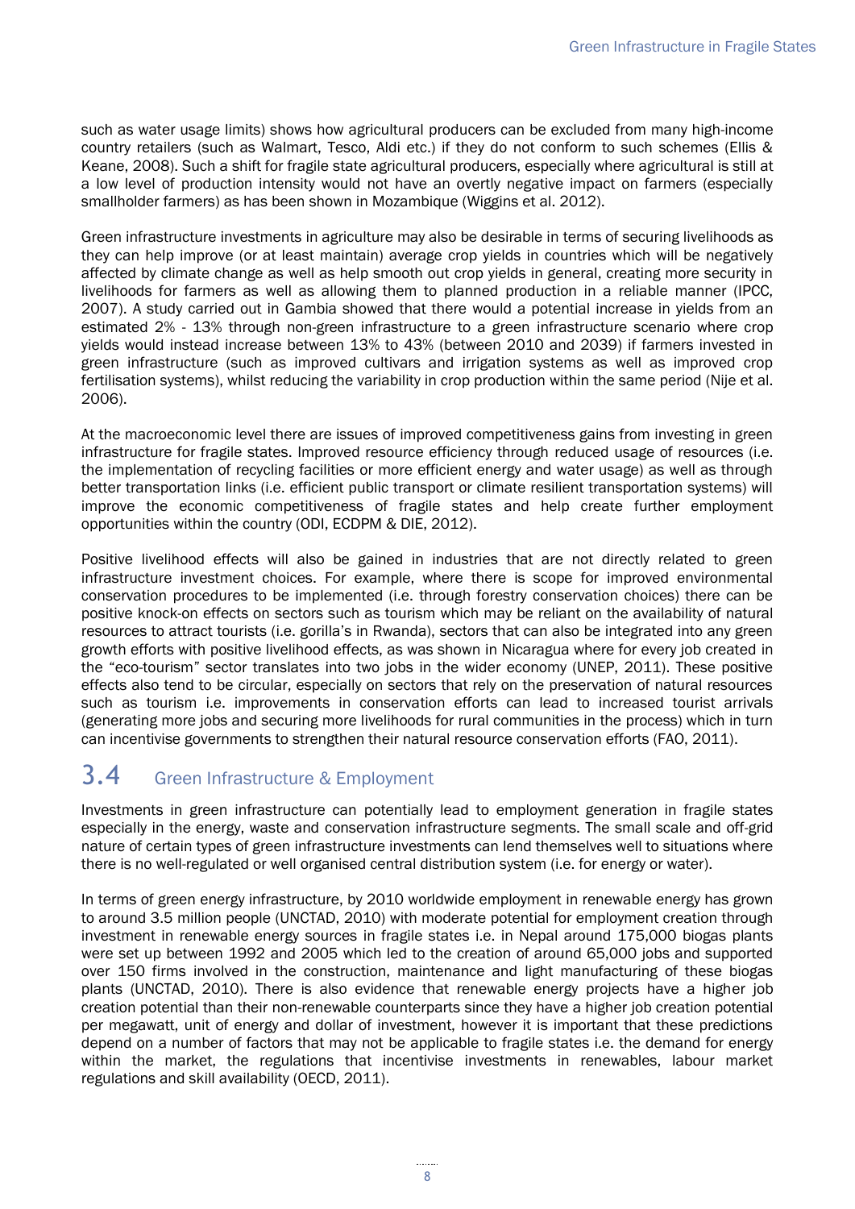such as water usage limits) shows how agricultural producers can be excluded from many high-income country retailers (such as Walmart, Tesco, Aldi etc.) if they do not conform to such schemes (Ellis & Keane, 2008). Such a shift for fragile state agricultural producers, especially where agricultural is still at a low level of production intensity would not have an overtly negative impact on farmers (especially smallholder farmers) as has been shown in Mozambique (Wiggins et al. 2012).

Green infrastructure investments in agriculture may also be desirable in terms of securing livelihoods as they can help improve (or at least maintain) average crop yields in countries which will be negatively affected by climate change as well as help smooth out crop yields in general, creating more security in livelihoods for farmers as well as allowing them to planned production in a reliable manner (IPCC, 2007). A study carried out in Gambia showed that there would a potential increase in yields from an estimated 2% - 13% through non-green infrastructure to a green infrastructure scenario where crop yields would instead increase between 13% to 43% (between 2010 and 2039) if farmers invested in green infrastructure (such as improved cultivars and irrigation systems as well as improved crop fertilisation systems), whilst reducing the variability in crop production within the same period (Nije et al. 2006).

At the macroeconomic level there are issues of improved competitiveness gains from investing in green infrastructure for fragile states. Improved resource efficiency through reduced usage of resources (i.e. the implementation of recycling facilities or more efficient energy and water usage) as well as through better transportation links (i.e. efficient public transport or climate resilient transportation systems) will improve the economic competitiveness of fragile states and help create further employment opportunities within the country (ODI, ECDPM & DIE, 2012).

Positive livelihood effects will also be gained in industries that are not directly related to green infrastructure investment choices. For example, where there is scope for improved environmental conservation procedures to be implemented (i.e. through forestry conservation choices) there can be positive knock-on effects on sectors such as tourism which may be reliant on the availability of natural resources to attract tourists (i.e. gorilla's in Rwanda), sectors that can also be integrated into any green growth efforts with positive livelihood effects, as was shown in Nicaragua where for every job created in the "eco-tourism" sector translates into two jobs in the wider economy (UNEP, 2011). These positive effects also tend to be circular, especially on sectors that rely on the preservation of natural resources such as tourism i.e. improvements in conservation efforts can lead to increased tourist arrivals (generating more jobs and securing more livelihoods for rural communities in the process) which in turn can incentivise governments to strengthen their natural resource conservation efforts (FAO, 2011).

## 3.4 Green Infrastructure & Employment

Investments in green infrastructure can potentially lead to employment generation in fragile states especially in the energy, waste and conservation infrastructure segments. The small scale and off-grid nature of certain types of green infrastructure investments can lend themselves well to situations where there is no well-regulated or well organised central distribution system (i.e. for energy or water).

In terms of green energy infrastructure, by 2010 worldwide employment in renewable energy has grown to around 3.5 million people (UNCTAD, 2010) with moderate potential for employment creation through investment in renewable energy sources in fragile states i.e. in Nepal around 175,000 biogas plants were set up between 1992 and 2005 which led to the creation of around 65,000 jobs and supported over 150 firms involved in the construction, maintenance and light manufacturing of these biogas plants (UNCTAD, 2010). There is also evidence that renewable energy projects have a higher job creation potential than their non-renewable counterparts since they have a higher job creation potential per megawatt, unit of energy and dollar of investment, however it is important that these predictions depend on a number of factors that may not be applicable to fragile states i.e. the demand for energy within the market, the regulations that incentivise investments in renewables, labour market regulations and skill availability (OECD, 2011).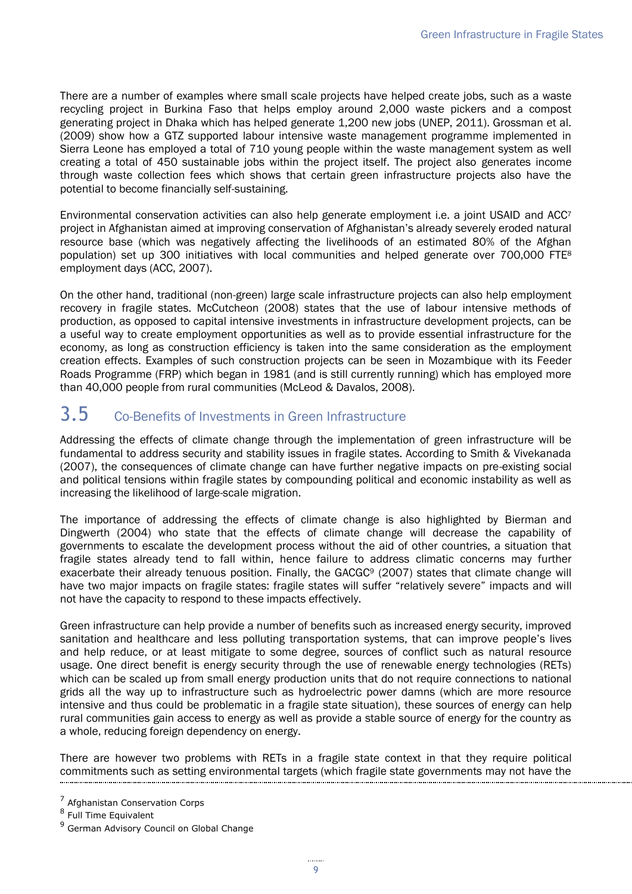There are a number of examples where small scale projects have helped create jobs, such as a waste recycling project in Burkina Faso that helps employ around 2,000 waste pickers and a compost generating project in Dhaka which has helped generate 1,200 new jobs (UNEP, 2011). Grossman et al. (2009) show how a GTZ supported labour intensive waste management programme implemented in Sierra Leone has employed a total of 710 young people within the waste management system as well creating a total of 450 sustainable jobs within the project itself. The project also generates income through waste collection fees which shows that certain green infrastructure projects also have the potential to become financially self-sustaining.

Environmental conservation activities can also help generate employment i.e. a joint USAID and ACC[7] project in Afghanistan aimed at improving conservation of Afghanistan's already severely eroded natural resource base (which was negatively affecting the livelihoods of an estimated 80% of the Afghan population) set up 300 initiatives with local communities and helped generate over 700,000 FTE[8] employment days (ACC, 2007).

On the other hand, traditional (non-green) large scale infrastructure projects can also help employment recovery in fragile states. McCutcheon (2008) states that the use of labour intensive methods of production, as opposed to capital intensive investments in infrastructure development projects, can be a useful way to create employment opportunities as well as to provide essential infrastructure for the economy, as long as construction efficiency is taken into the same consideration as the employment creation effects. Examples of such construction projects can be seen in Mozambique with its Feeder Roads Programme (FRP) which began in 1981 (and is still currently running) which has employed more than 40,000 people from rural communities (McLeod & Davalos, 2008).

## 3.5 Co-Benefits of Investments in Green Infrastructure

Addressing the effects of climate change through the implementation of green infrastructure will be fundamental to address security and stability issues in fragile states. According to Smith & Vivekanada (2007), the consequences of climate change can have further negative impacts on pre-existing social and political tensions within fragile states by compounding political and economic instability as well as increasing the likelihood of large-scale migration.

The importance of addressing the effects of climate change is also highlighted by Bierman and Dingwerth (2004) who state that the effects of climate change will decrease the capability of governments to escalate the development process without the aid of other countries, a situation that fragile states already tend to fall within, hence failure to address climatic concerns may further exacerbate their already tenuous position. Finally, the GACGC[9] (2007) states that climate change will have two major impacts on fragile states: fragile states will suffer "relatively severe" impacts and will not have the capacity to respond to these impacts effectively.

Green infrastructure can help provide a number of benefits such as increased energy security, improved sanitation and healthcare and less polluting transportation systems, that can improve people's lives and help reduce, or at least mitigate to some degree, sources of conflict such as natural resource usage. One direct benefit is energy security through the use of renewable energy technologies (RETs) which can be scaled up from small energy production units that do not require connections to national grids all the way up to infrastructure such as hydroelectric power damns (which are more resource intensive and thus could be problematic in a fragile state situation), these sources of energy can help rural communities gain access to energy as well as provide a stable source of energy for the country as a whole, reducing foreign dependency on energy.

There are however two problems with RETs in a fragile state context in that they require political commitments such as setting environmental targets (which fragile state governments may not have the

---

[7] Afghanistan Conservation Corps

[8] Full Time Equivalent

[9] German Advisory Council on Global Change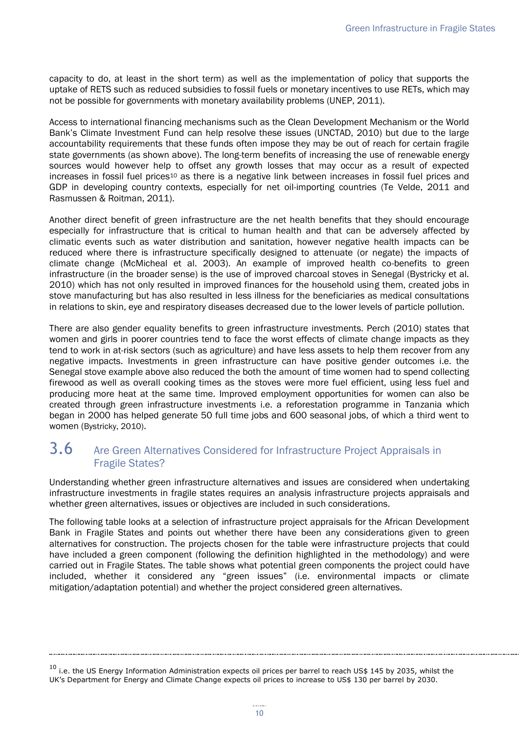capacity to do, at least in the short term) as well as the implementation of policy that supports the uptake of RETS such as reduced subsidies to fossil fuels or monetary incentives to use RETs, which may not be possible for governments with monetary availability problems (UNEP, 2011).

Access to international financing mechanisms such as the Clean Development Mechanism or the World Bank's Climate Investment Fund can help resolve these issues (UNCTAD, 2010) but due to the large accountability requirements that these funds often impose they may be out of reach for certain fragile state governments (as shown above). The long-term benefits of increasing the use of renewable energy sources would however help to offset any growth losses that may occur as a result of expected increases in fossil fuel prices[10] as there is a negative link between increases in fossil fuel prices and GDP in developing country contexts, especially for net oil-importing countries (Te Velde, 2011 and Rasmussen & Roitman, 2011).

Another direct benefit of green infrastructure are the net health benefits that they should encourage especially for infrastructure that is critical to human health and that can be adversely affected by climatic events such as water distribution and sanitation, however negative health impacts can be reduced where there is infrastructure specifically designed to attenuate (or negate) the impacts of climate change (McMicheal et al. 2003). An example of improved health co-benefits to green infrastructure (in the broader sense) is the use of improved charcoal stoves in Senegal (Bystricky et al. 2010) which has not only resulted in improved finances for the household using them, created jobs in stove manufacturing but has also resulted in less illness for the beneficiaries as medical consultations in relations to skin, eye and respiratory diseases decreased due to the lower levels of particle pollution.

There are also gender equality benefits to green infrastructure investments. Perch (2010) states that women and girls in poorer countries tend to face the worst effects of climate change impacts as they tend to work in at-risk sectors (such as agriculture) and have less assets to help them recover from any negative impacts. Investments in green infrastructure can have positive gender outcomes i.e. the Senegal stove example above also reduced the both the amount of time women had to spend collecting firewood as well as overall cooking times as the stoves were more fuel efficient, using less fuel and producing more heat at the same time. Improved employment opportunities for women can also be created through green infrastructure investments i.e. a reforestation programme in Tanzania which began in 2000 has helped generate 50 full time jobs and 600 seasonal jobs, of which a third went to women (Bystricky, 2010).

## 3.6 Are Green Alternatives Considered for Infrastructure Project Appraisals in Fragile States?

Understanding whether green infrastructure alternatives and issues are considered when undertaking infrastructure investments in fragile states requires an analysis infrastructure projects appraisals and whether green alternatives, issues or objectives are included in such considerations.

The following table looks at a selection of infrastructure project appraisals for the African Development Bank in Fragile States and points out whether there have been any considerations given to green alternatives for construction. The projects chosen for the table were infrastructure projects that could have included a green component (following the definition highlighted in the methodology) and were carried out in Fragile States. The table shows what potential green components the project could have included, whether it considered any "green issues" (i.e. environmental impacts or climate mitigation/adaptation potential) and whether the project considered green alternatives.

---

[10] i.e. the US Energy Information Administration expects oil prices per barrel to reach US$ 145 by 2035, whilst the UK's Department for Energy and Climate Change expects oil prices to increase to US$ 130 per barrel by 2030.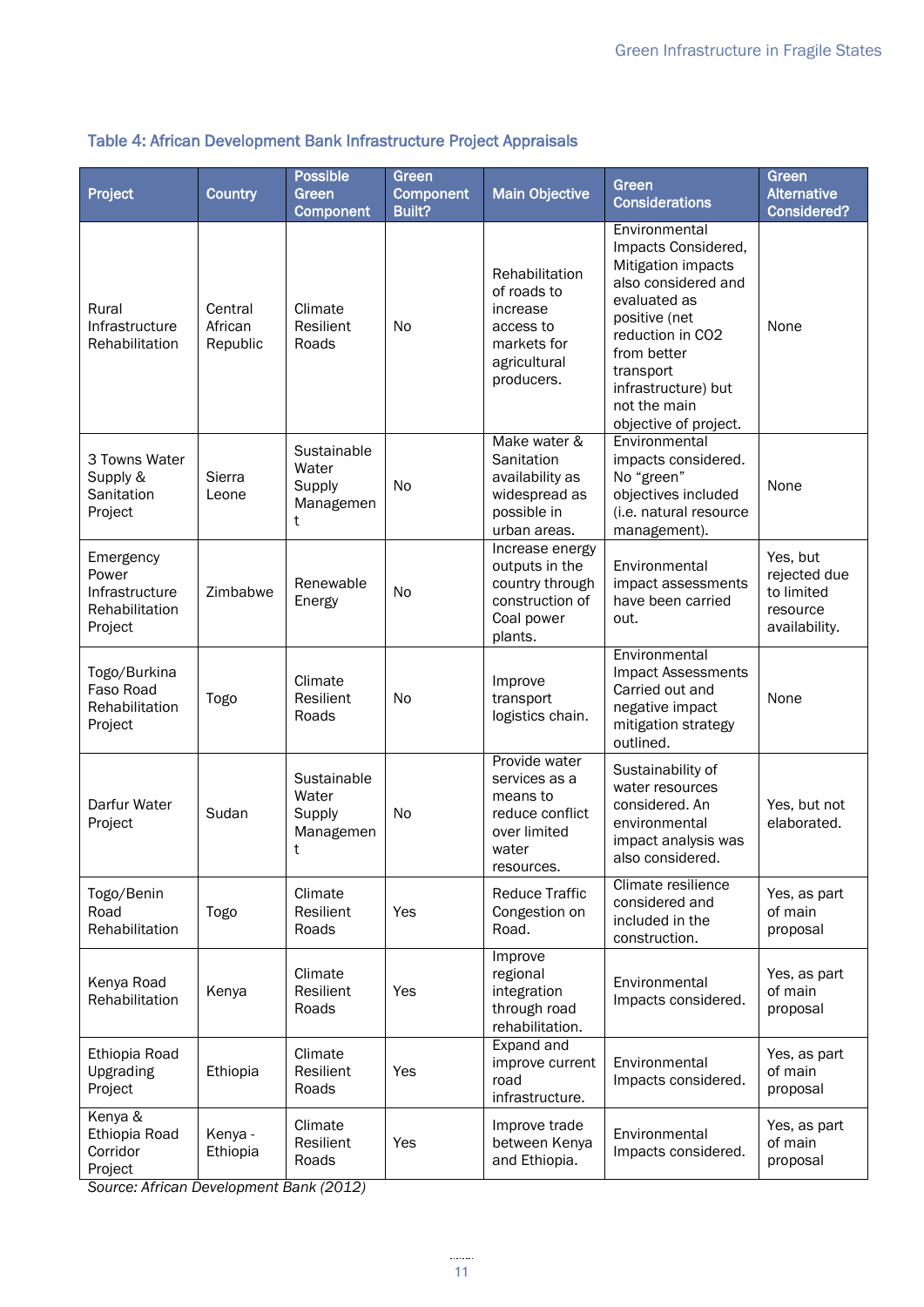### Table 4: African Development Bank Infrastructure Project Appraisals

| Project | Country | Possible Green Component | Green Component Built? | Main Objective | Green Considerations | Green Alternative Considered? |
|---|---|---|---|---|---|---|
| Rural Infrastructure Rehabilitation | Central African Republic | Climate Resilient Roads | No | Rehabilitation of roads to increase access to markets for agricultural producers. | Environmental Impacts Considered, Mitigation impacts also considered and evaluated as positive (net reduction in CO2 from better transport infrastructure) but not the main objective of project. | None |
| 3 Towns Water Supply & Sanitation Project | Sierra Leone | Sustainable Water Supply Management | No | Make water & Sanitation availability as widespread as possible in urban areas. | Environmental impacts considered. No "green" objectives included (i.e. natural resource management). | None |
| Emergency Power Infrastructure Rehabilitation Project | Zimbabwe | Renewable Energy | No | Increase energy outputs in the country through construction of Coal power plants. | Environmental impact assessments have been carried out. | Yes, but rejected due to limited resource availability. |
| Togo/Burkina Faso Road Rehabilitation Project | Togo | Climate Resilient Roads | No | Improve transport logistics chain. | Environmental Impact Assessments Carried out and negative impact mitigation strategy outlined. | None |
| Darfur Water Project | Sudan | Sustainable Water Supply Management | No | Provide water services as a means to reduce conflict over limited water resources. | Sustainability of water resources considered. An environmental impact analysis was also considered. | Yes, but not elaborated. |
| Togo/Benin Road Rehabilitation | Togo | Climate Resilient Roads | Yes | Reduce Traffic Congestion on Road. | Climate resilience considered and included in the construction. | Yes, as part of main proposal |
| Kenya Road Rehabilitation | Kenya | Climate Resilient Roads | Yes | Improve regional integration through road rehabilitation. | Environmental Impacts considered. | Yes, as part of main proposal |
| Ethiopia Road Upgrading Project | Ethiopia | Climate Resilient Roads | Yes | Expand and improve current road infrastructure. | Environmental Impacts considered. | Yes, as part of main proposal |
| Kenya & Ethiopia Road Corridor Project | Kenya - Ethiopia | Climate Resilient Roads | Yes | Improve trade between Kenya and Ethiopia. | Environmental Impacts considered. | Yes, as part of main proposal |

*Source: African Development Bank (2012)*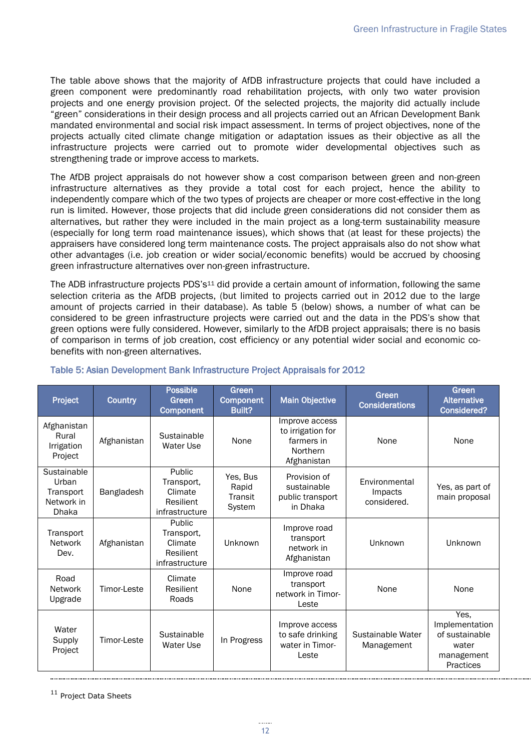The table above shows that the majority of AfDB infrastructure projects that could have included a green component were predominantly road rehabilitation projects, with only two water provision projects and one energy provision project. Of the selected projects, the majority did actually include "green" considerations in their design process and all projects carried out an African Development Bank mandated environmental and social risk impact assessment. In terms of project objectives, none of the projects actually cited climate change mitigation or adaptation issues as their objective as all the infrastructure projects were carried out to promote wider developmental objectives such as strengthening trade or improve access to markets.

The AfDB project appraisals do not however show a cost comparison between green and non-green infrastructure alternatives as they provide a total cost for each project, hence the ability to independently compare which of the two types of projects are cheaper or more cost-effective in the long run is limited. However, those projects that did include green considerations did not consider them as alternatives, but rather they were included in the main project as a long-term sustainability measure (especially for long term road maintenance issues), which shows that (at least for these projects) the appraisers have considered long term maintenance costs. The project appraisals also do not show what other advantages (i.e. job creation or wider social/economic benefits) would be accrued by choosing green infrastructure alternatives over non-green infrastructure.

The ADB infrastructure projects PDS's[11] did provide a certain amount of information, following the same selection criteria as the AfDB projects, (but limited to projects carried out in 2012 due to the large amount of projects carried in their database). As table 5 (below) shows, a number of what can be considered to be green infrastructure projects were carried out and the data in the PDS's show that green options were fully considered. However, similarly to the AfDB project appraisals; there is no basis of comparison in terms of job creation, cost efficiency or any potential wider social and economic co-benefits with non-green alternatives.

Table 5: Asian Development Bank Infrastructure Project Appraisals for 2012

| Project | Country | Possible Green Component | Green Component Built? | Main Objective | Green Considerations | Green Alternative Considered? |
|---|---|---|---|---|---|---|
| Afghanistan Rural Irrigation Project | Afghanistan | Sustainable Water Use | None | Improve access to irrigation for farmers in Northern Afghanistan | None | None |
| Sustainable Urban Transport Network in Dhaka | Bangladesh | Public Transport, Climate Resilient infrastructure | Yes, Bus Rapid Transit System | Provision of sustainable public transport in Dhaka | Environmental Impacts considered. | Yes, as part of main proposal |
| Transport Network Dev. | Afghanistan | Public Transport, Climate Resilient infrastructure | Unknown | Improve road transport network in Afghanistan | Unknown | Unknown |
| Road Network Upgrade | Timor-Leste | Climate Resilient Roads | None | Improve road transport network in Timor-Leste | None | None |
| Water Supply Project | Timor-Leste | Sustainable Water Use | In Progress | Improve access to safe drinking water in Timor-Leste | Sustainable Water Management | Yes, Implementation of sustainable water management Practices |

[11] Project Data Sheets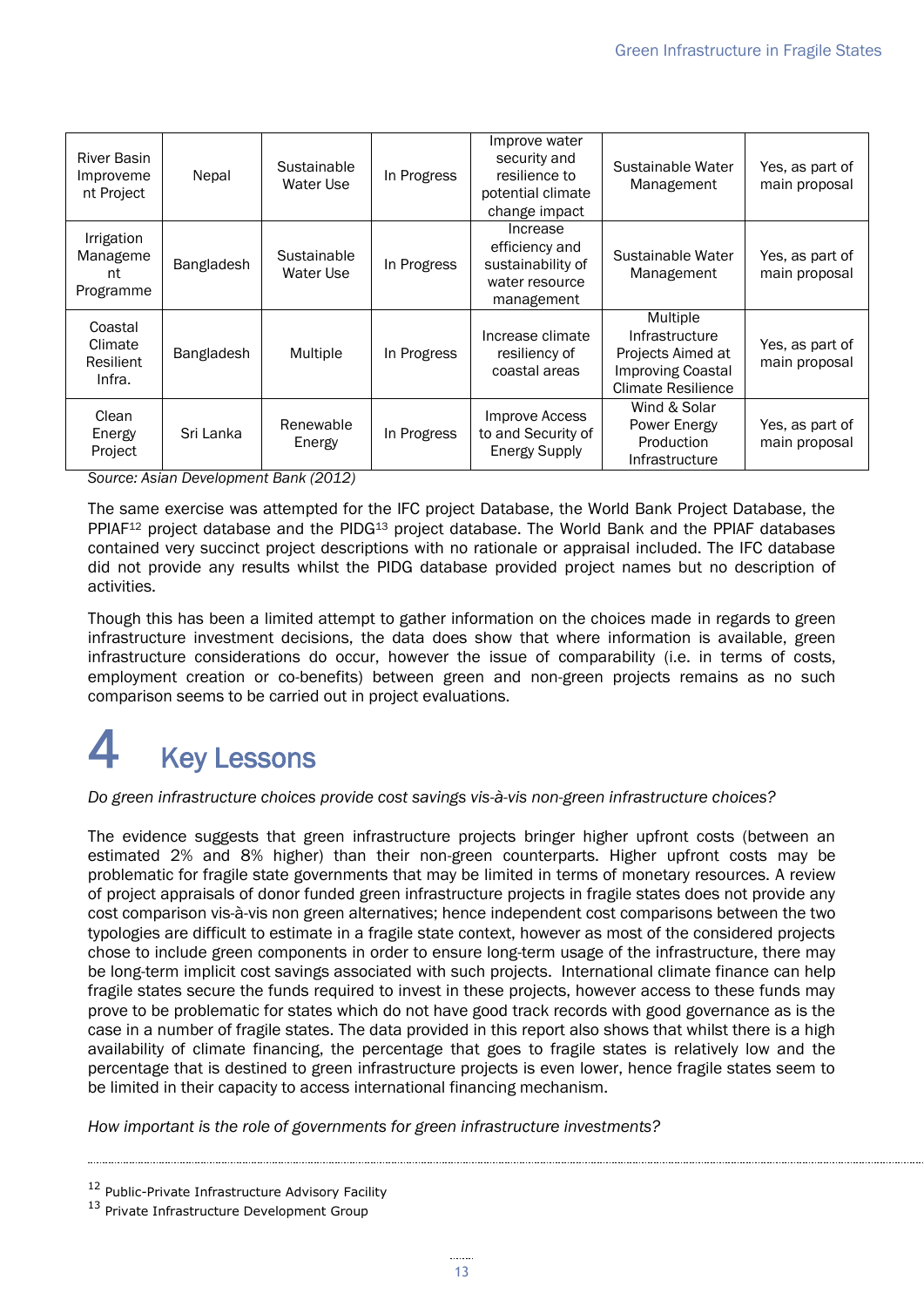| River Basin Improvement Project | Nepal | Sustainable Water Use | In Progress | Improve water security and resilience to potential climate change impact | Sustainable Water Management | Yes, as part of main proposal |
|---|---|---|---|---|---|---|
| Irrigation Management Programme | Bangladesh | Sustainable Water Use | In Progress | Increase efficiency and sustainability of water resource management | Sustainable Water Management | Yes, as part of main proposal |
| Coastal Climate Resilient Infra. | Bangladesh | Multiple | In Progress | Increase climate resiliency of coastal areas | Multiple Infrastructure Projects Aimed at Improving Coastal Climate Resilience | Yes, as part of main proposal |
| Clean Energy Project | Sri Lanka | Renewable Energy | In Progress | Improve Access to and Security of Energy Supply | Wind & Solar Power Energy Production Infrastructure | Yes, as part of main proposal |

*Source: Asian Development Bank (2012)*

The same exercise was attempted for the IFC project Database, the World Bank Project Database, the PPIAF[12] project database and the PIDG[13] project database. The World Bank and the PPIAF databases contained very succinct project descriptions with no rationale or appraisal included. The IFC database did not provide any results whilst the PIDG database provided project names but no description of activities.

Though this has been a limited attempt to gather information on the choices made in regards to green infrastructure investment decisions, the data does show that where information is available, green infrastructure considerations do occur, however the issue of comparability (i.e. in terms of costs, employment creation or co-benefits) between green and non-green projects remains as no such comparison seems to be carried out in project evaluations.

# 4 Key Lessons

*Do green infrastructure choices provide cost savings vis-à-vis non-green infrastructure choices?*

The evidence suggests that green infrastructure projects bringer higher upfront costs (between an estimated 2% and 8% higher) than their non-green counterparts. Higher upfront costs may be problematic for fragile state governments that may be limited in terms of monetary resources. A review of project appraisals of donor funded green infrastructure projects in fragile states does not provide any cost comparison vis-à-vis non green alternatives; hence independent cost comparisons between the two typologies are difficult to estimate in a fragile state context, however as most of the considered projects chose to include green components in order to ensure long-term usage of the infrastructure, there may be long-term implicit cost savings associated with such projects. International climate finance can help fragile states secure the funds required to invest in these projects, however access to these funds may prove to be problematic for states which do not have good track records with good governance as is the case in a number of fragile states. The data provided in this report also shows that whilst there is a high availability of climate financing, the percentage that goes to fragile states is relatively low and the percentage that is destined to green infrastructure projects is even lower, hence fragile states seem to be limited in their capacity to access international financing mechanism.

*How important is the role of governments for green infrastructure investments?*

---

[12] Public-Private Infrastructure Advisory Facility

[13] Private Infrastructure Development Group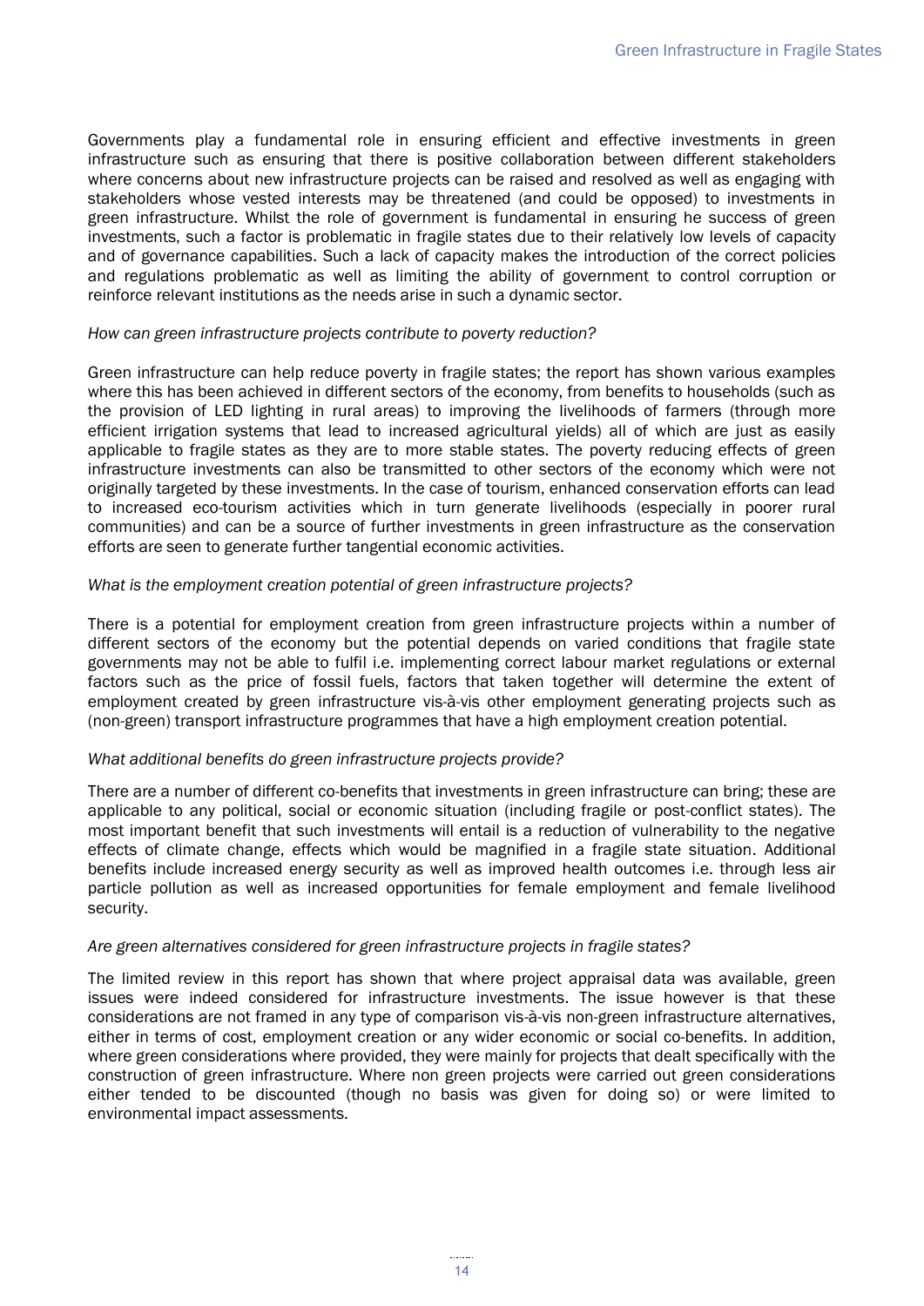Governments play a fundamental role in ensuring efficient and effective investments in green infrastructure such as ensuring that there is positive collaboration between different stakeholders where concerns about new infrastructure projects can be raised and resolved as well as engaging with stakeholders whose vested interests may be threatened (and could be opposed) to investments in green infrastructure. Whilst the role of government is fundamental in ensuring he success of green investments, such a factor is problematic in fragile states due to their relatively low levels of capacity and of governance capabilities. Such a lack of capacity makes the introduction of the correct policies and regulations problematic as well as limiting the ability of government to control corruption or reinforce relevant institutions as the needs arise in such a dynamic sector.

*How can green infrastructure projects contribute to poverty reduction?*

Green infrastructure can help reduce poverty in fragile states; the report has shown various examples where this has been achieved in different sectors of the economy, from benefits to households (such as the provision of LED lighting in rural areas) to improving the livelihoods of farmers (through more efficient irrigation systems that lead to increased agricultural yields) all of which are just as easily applicable to fragile states as they are to more stable states. The poverty reducing effects of green infrastructure investments can also be transmitted to other sectors of the economy which were not originally targeted by these investments. In the case of tourism, enhanced conservation efforts can lead to increased eco-tourism activities which in turn generate livelihoods (especially in poorer rural communities) and can be a source of further investments in green infrastructure as the conservation efforts are seen to generate further tangential economic activities.

*What is the employment creation potential of green infrastructure projects?*

There is a potential for employment creation from green infrastructure projects within a number of different sectors of the economy but the potential depends on varied conditions that fragile state governments may not be able to fulfil i.e. implementing correct labour market regulations or external factors such as the price of fossil fuels, factors that taken together will determine the extent of employment created by green infrastructure vis-à-vis other employment generating projects such as (non-green) transport infrastructure programmes that have a high employment creation potential.

*What additional benefits do green infrastructure projects provide?*

There are a number of different co-benefits that investments in green infrastructure can bring; these are applicable to any political, social or economic situation (including fragile or post-conflict states). The most important benefit that such investments will entail is a reduction of vulnerability to the negative effects of climate change, effects which would be magnified in a fragile state situation. Additional benefits include increased energy security as well as improved health outcomes i.e. through less air particle pollution as well as increased opportunities for female employment and female livelihood security.

*Are green alternatives considered for green infrastructure projects in fragile states?*

The limited review in this report has shown that where project appraisal data was available, green issues were indeed considered for infrastructure investments. The issue however is that these considerations are not framed in any type of comparison vis-à-vis non-green infrastructure alternatives, either in terms of cost, employment creation or any wider economic or social co-benefits. In addition, where green considerations where provided, they were mainly for projects that dealt specifically with the construction of green infrastructure. Where non green projects were carried out green considerations either tended to be discounted (though no basis was given for doing so) or were limited to environmental impact assessments.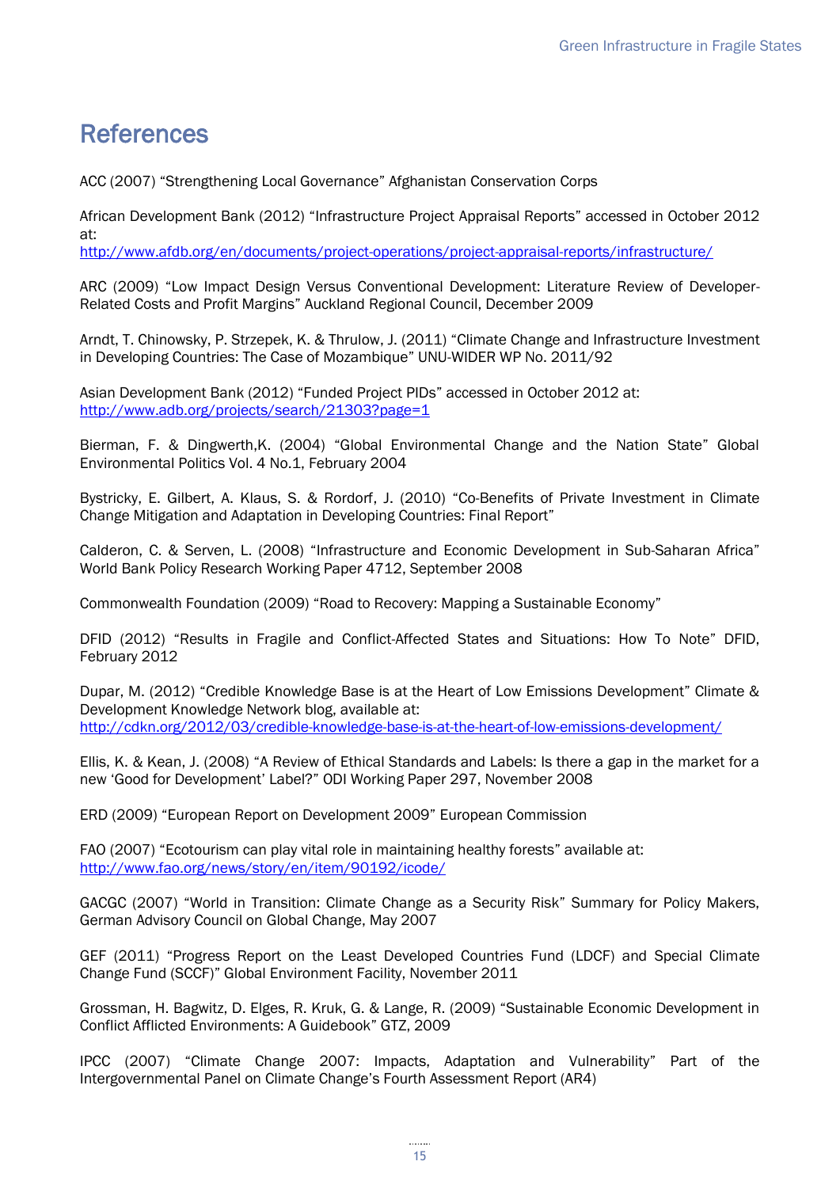# References

ACC (2007) “Strengthening Local Governance” Afghanistan Conservation Corps

African Development Bank (2012) “Infrastructure Project Appraisal Reports” accessed in October 2012 at: http://www.afdb.org/en/documents/project-operations/project-appraisal-reports/infrastructure/

ARC (2009) “Low Impact Design Versus Conventional Development: Literature Review of Developer-Related Costs and Profit Margins” Auckland Regional Council, December 2009

Arndt, T. Chinowsky, P. Strzepek, K. & Thrulow, J. (2011) “Climate Change and Infrastructure Investment in Developing Countries: The Case of Mozambique” UNU-WIDER WP No. 2011/92

Asian Development Bank (2012) “Funded Project PIDs” accessed in October 2012 at: http://www.adb.org/projects/search/21303?page=1

Bierman, F. & Dingwerth,K. (2004) “Global Environmental Change and the Nation State” Global Environmental Politics Vol. 4 No.1, February 2004

Bystricky, E. Gilbert, A. Klaus, S. & Rordorf, J. (2010) “Co-Benefits of Private Investment in Climate Change Mitigation and Adaptation in Developing Countries: Final Report”

Calderon, C. & Serven, L. (2008) “Infrastructure and Economic Development in Sub-Saharan Africa” World Bank Policy Research Working Paper 4712, September 2008

Commonwealth Foundation (2009) “Road to Recovery: Mapping a Sustainable Economy”

DFID (2012) “Results in Fragile and Conflict-Affected States and Situations: How To Note” DFID, February 2012

Dupar, M. (2012) “Credible Knowledge Base is at the Heart of Low Emissions Development” Climate & Development Knowledge Network blog, available at: http://cdkn.org/2012/03/credible-knowledge-base-is-at-the-heart-of-low-emissions-development/

Ellis, K. & Kean, J. (2008) “A Review of Ethical Standards and Labels: Is there a gap in the market for a new ‘Good for Development’ Label?” ODI Working Paper 297, November 2008

ERD (2009) “European Report on Development 2009” European Commission

FAO (2007) “Ecotourism can play vital role in maintaining healthy forests” available at: http://www.fao.org/news/story/en/item/90192/icode/

GACGC (2007) “World in Transition: Climate Change as a Security Risk” Summary for Policy Makers, German Advisory Council on Global Change, May 2007

GEF (2011) “Progress Report on the Least Developed Countries Fund (LDCF) and Special Climate Change Fund (SCCF)” Global Environment Facility, November 2011

Grossman, H. Bagwitz, D. Elges, R. Kruk, G. & Lange, R. (2009) “Sustainable Economic Development in Conflict Afflicted Environments: A Guidebook” GTZ, 2009

IPCC (2007) “Climate Change 2007: Impacts, Adaptation and Vulnerability” Part of the Intergovernmental Panel on Climate Change’s Fourth Assessment Report (AR4)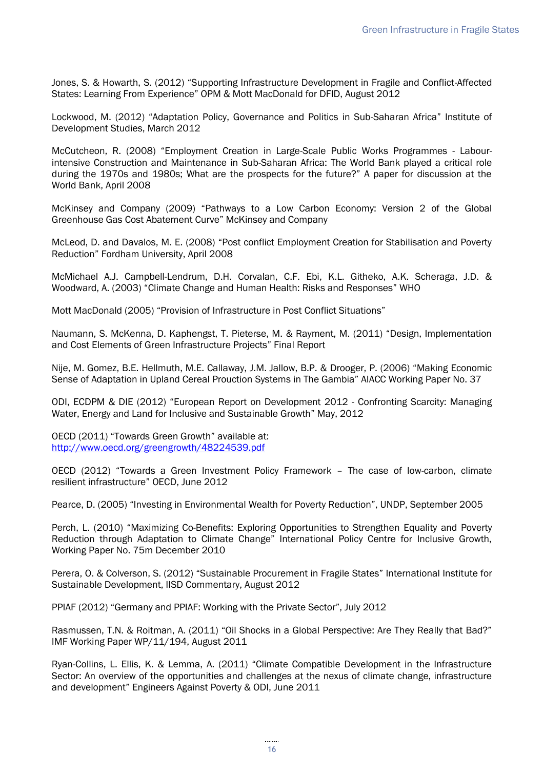Jones, S. & Howarth, S. (2012) "Supporting Infrastructure Development in Fragile and Conflict-Affected States: Learning From Experience" OPM & Mott MacDonald for DFID, August 2012

Lockwood, M. (2012) "Adaptation Policy, Governance and Politics in Sub-Saharan Africa" Institute of Development Studies, March 2012

McCutcheon, R. (2008) "Employment Creation in Large-Scale Public Works Programmes - Labour-intensive Construction and Maintenance in Sub-Saharan Africa: The World Bank played a critical role during the 1970s and 1980s; What are the prospects for the future?" A paper for discussion at the World Bank, April 2008

McKinsey and Company (2009) "Pathways to a Low Carbon Economy: Version 2 of the Global Greenhouse Gas Cost Abatement Curve" McKinsey and Company

McLeod, D. and Davalos, M. E. (2008) "Post conflict Employment Creation for Stabilisation and Poverty Reduction" Fordham University, April 2008

McMichael A.J. Campbell-Lendrum, D.H. Corvalan, C.F. Ebi, K.L. Githeko, A.K. Scheraga, J.D. & Woodward, A. (2003) "Climate Change and Human Health: Risks and Responses" WHO

Mott MacDonald (2005) "Provision of Infrastructure in Post Conflict Situations"

Naumann, S. McKenna, D. Kaphengst, T. Pieterse, M. & Rayment, M. (2011) "Design, Implementation and Cost Elements of Green Infrastructure Projects" Final Report

Nije, M. Gomez, B.E. Hellmuth, M.E. Callaway, J.M. Jallow, B.P. & Drooger, P. (2006) "Making Economic Sense of Adaptation in Upland Cereal Prouction Systems in The Gambia" AIACC Working Paper No. 37

ODI, ECDPM & DIE (2012) "European Report on Development 2012 - Confronting Scarcity: Managing Water, Energy and Land for Inclusive and Sustainable Growth" May, 2012

OECD (2011) "Towards Green Growth" available at: http://www.oecd.org/greengrowth/48224539.pdf

OECD (2012) "Towards a Green Investment Policy Framework – The case of low-carbon, climate resilient infrastructure" OECD, June 2012

Pearce, D. (2005) "Investing in Environmental Wealth for Poverty Reduction", UNDP, September 2005

Perch, L. (2010) "Maximizing Co-Benefits: Exploring Opportunities to Strengthen Equality and Poverty Reduction through Adaptation to Climate Change" International Policy Centre for Inclusive Growth, Working Paper No. 75m December 2010

Perera, O. & Colverson, S. (2012) "Sustainable Procurement in Fragile States" International Institute for Sustainable Development, IISD Commentary, August 2012

PPIAF (2012) "Germany and PPIAF: Working with the Private Sector", July 2012

Rasmussen, T.N. & Roitman, A. (2011) "Oil Shocks in a Global Perspective: Are They Really that Bad?" IMF Working Paper WP/11/194, August 2011

Ryan-Collins, L. Ellis, K. & Lemma, A. (2011) "Climate Compatible Development in the Infrastructure Sector: An overview of the opportunities and challenges at the nexus of climate change, infrastructure and development" Engineers Against Poverty & ODI, June 2011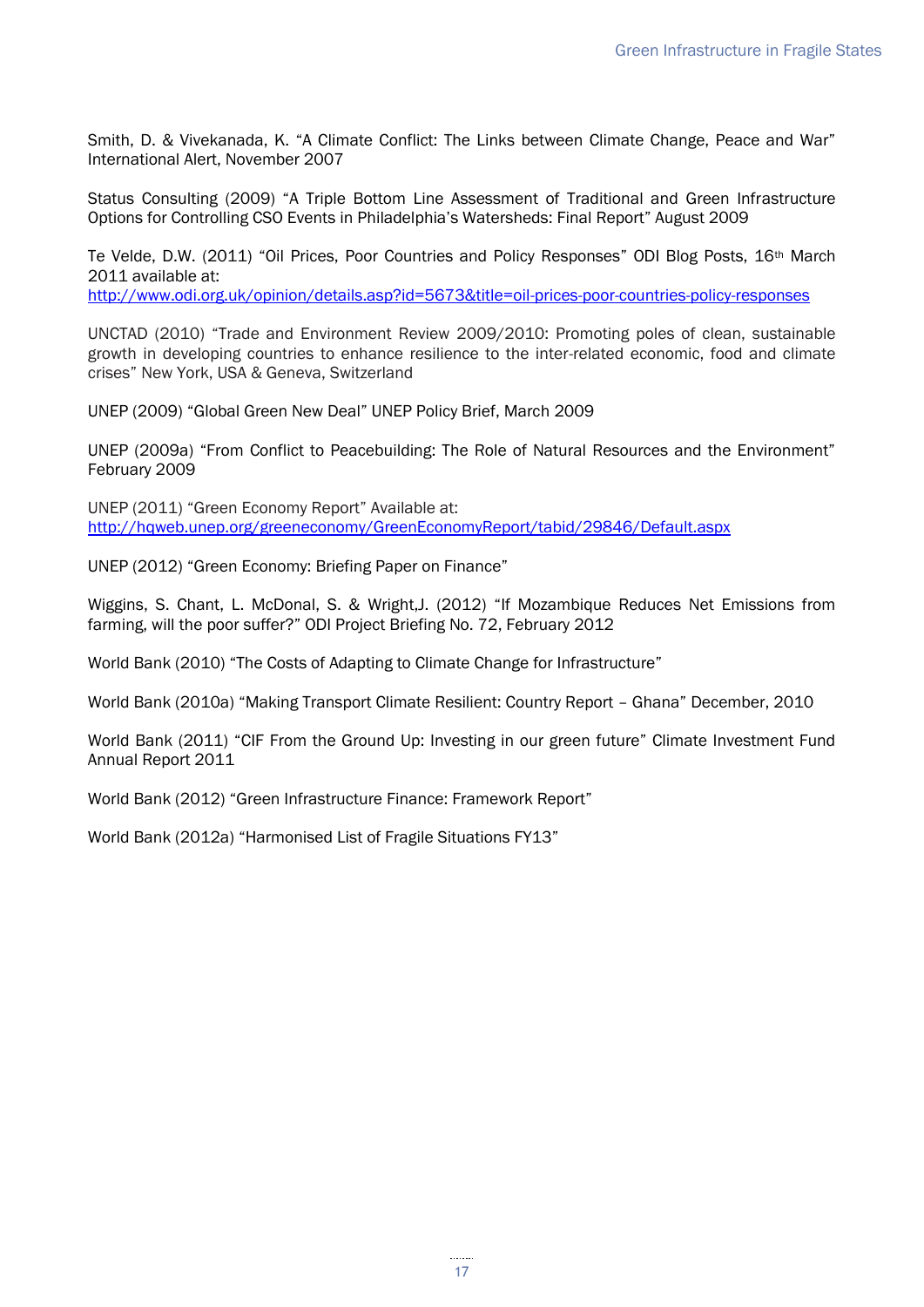Smith, D. & Vivekanada, K. "A Climate Conflict: The Links between Climate Change, Peace and War" International Alert, November 2007

Status Consulting (2009) "A Triple Bottom Line Assessment of Traditional and Green Infrastructure Options for Controlling CSO Events in Philadelphia's Watersheds: Final Report" August 2009

Te Velde, D.W. (2011) "Oil Prices, Poor Countries and Policy Responses" ODI Blog Posts, 16th March 2011 available at: http://www.odi.org.uk/opinion/details.asp?id=5673&title=oil-prices-poor-countries-policy-responses

UNCTAD (2010) "Trade and Environment Review 2009/2010: Promoting poles of clean, sustainable growth in developing countries to enhance resilience to the inter-related economic, food and climate crises" New York, USA & Geneva, Switzerland

UNEP (2009) "Global Green New Deal" UNEP Policy Brief, March 2009

UNEP (2009a) "From Conflict to Peacebuilding: The Role of Natural Resources and the Environment" February 2009

UNEP (2011) "Green Economy Report" Available at: http://hqweb.unep.org/greeneconomy/GreenEconomyReport/tabid/29846/Default.aspx

UNEP (2012) "Green Economy: Briefing Paper on Finance"

Wiggins, S. Chant, L. McDonal, S. & Wright,J. (2012) "If Mozambique Reduces Net Emissions from farming, will the poor suffer?" ODI Project Briefing No. 72, February 2012

World Bank (2010) "The Costs of Adapting to Climate Change for Infrastructure"

World Bank (2010a) "Making Transport Climate Resilient: Country Report – Ghana" December, 2010

World Bank (2011) "CIF From the Ground Up: Investing in our green future" Climate Investment Fund Annual Report 2011

World Bank (2012) "Green Infrastructure Finance: Framework Report"

World Bank (2012a) "Harmonised List of Fragile Situations FY13"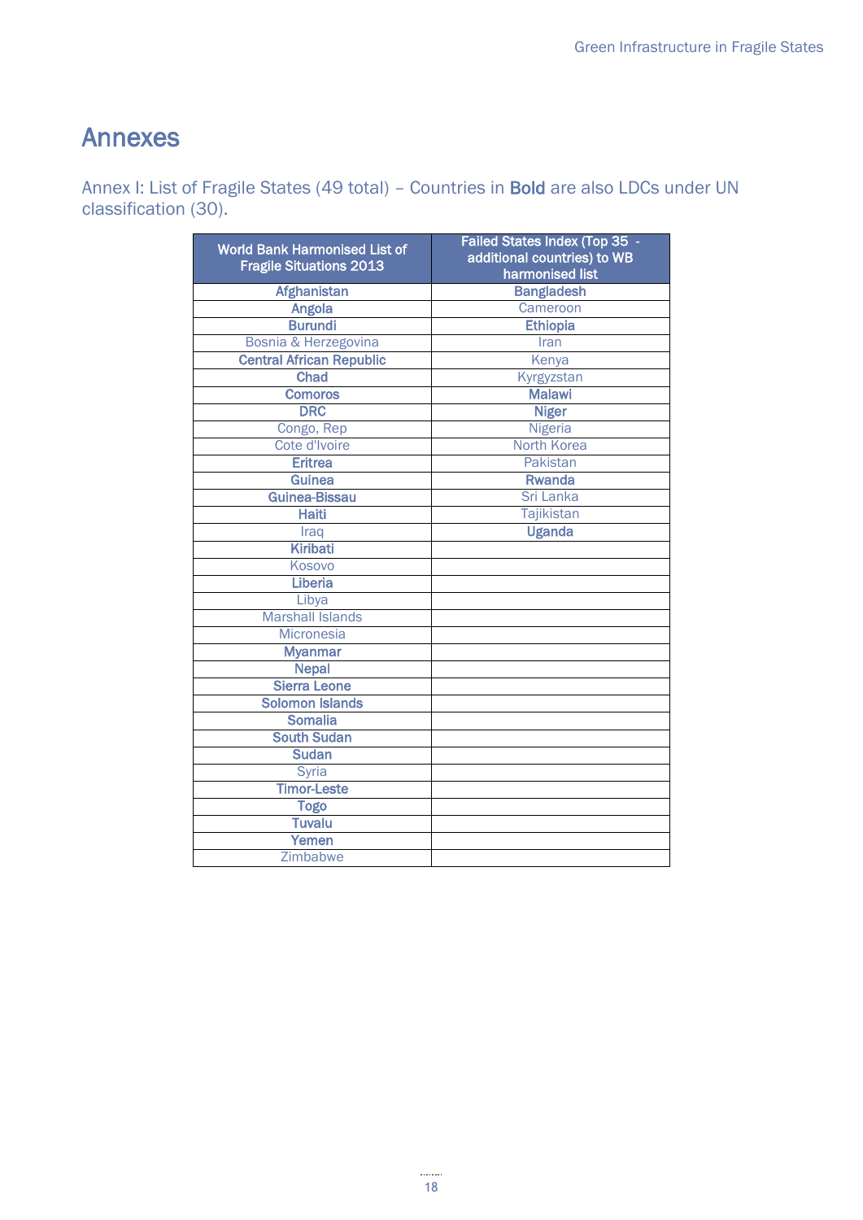# Annexes

Annex I: List of Fragile States (49 total) – Countries in **Bold** are also LDCs under UN classification (30).

| World Bank Harmonised List of Fragile Situations 2013 | Failed States Index (Top 35 - additional countries) to WB harmonised list |
|---|---|
| **Afghanistan** | **Bangladesh** |
| **Angola** | Cameroon |
| **Burundi** | **Ethiopia** |
| Bosnia & Herzegovina | Iran |
| **Central African Republic** | Kenya |
| **Chad** | Kyrgyzstan |
| **Comoros** | **Malawi** |
| **DRC** | **Niger** |
| Congo, Rep | Nigeria |
| Cote d'Ivoire | North Korea |
| **Eritrea** | Pakistan |
| **Guinea** | **Rwanda** |
| **Guinea-Bissau** | Sri Lanka |
| **Haiti** | Tajikistan |
| Iraq | **Uganda** |
| **Kiribati** | |
| Kosovo | |
| **Liberia** | |
| Libya | |
| Marshall Islands | |
| Micronesia | |
| **Myanmar** | |
| **Nepal** | |
| **Sierra Leone** | |
| **Solomon Islands** | |
| **Somalia** | |
| **South Sudan** | |
| **Sudan** | |
| Syria | |
| **Timor-Leste** | |
| **Togo** | |
| **Tuvalu** | |
| **Yemen** | |
| Zimbabwe | |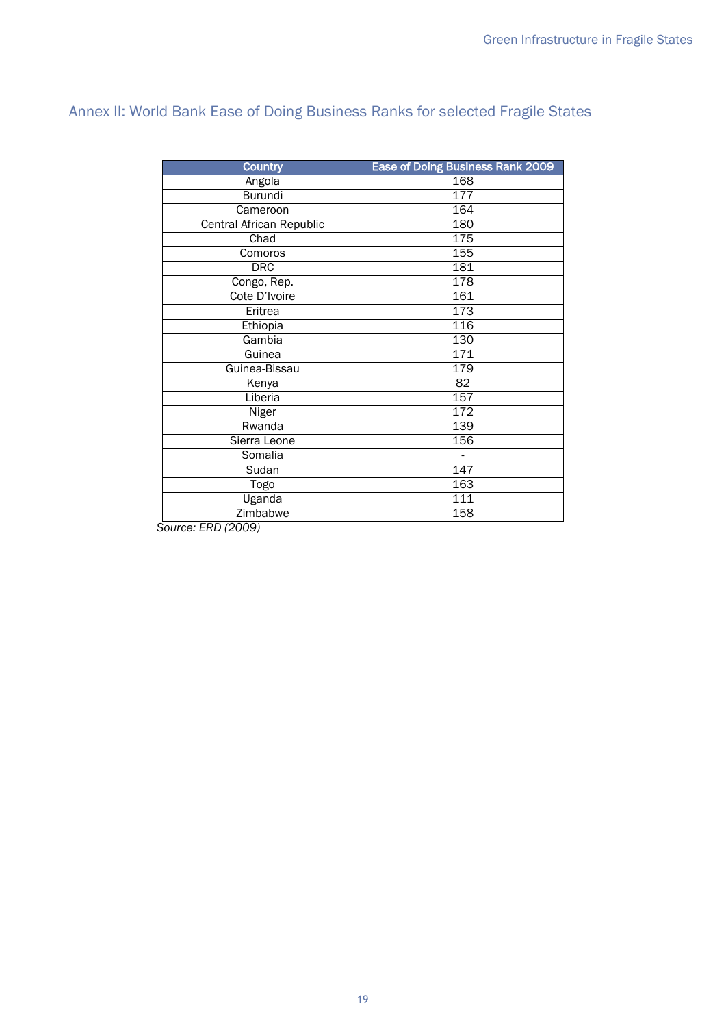## Annex II: World Bank Ease of Doing Business Ranks for selected Fragile States

| Country | Ease of Doing Business Rank 2009 |
|---|---|
| Angola | 168 |
| Burundi | 177 |
| Cameroon | 164 |
| Central African Republic | 180 |
| Chad | 175 |
| Comoros | 155 |
| DRC | 181 |
| Congo, Rep. | 178 |
| Cote D'Ivoire | 161 |
| Eritrea | 173 |
| Ethiopia | 116 |
| Gambia | 130 |
| Guinea | 171 |
| Guinea-Bissau | 179 |
| Kenya | 82 |
| Liberia | 157 |
| Niger | 172 |
| Rwanda | 139 |
| Sierra Leone | 156 |
| Somalia | - |
| Sudan | 147 |
| Togo | 163 |
| Uganda | 111 |
| Zimbabwe | 158 |

*Source: ERD (2009)*